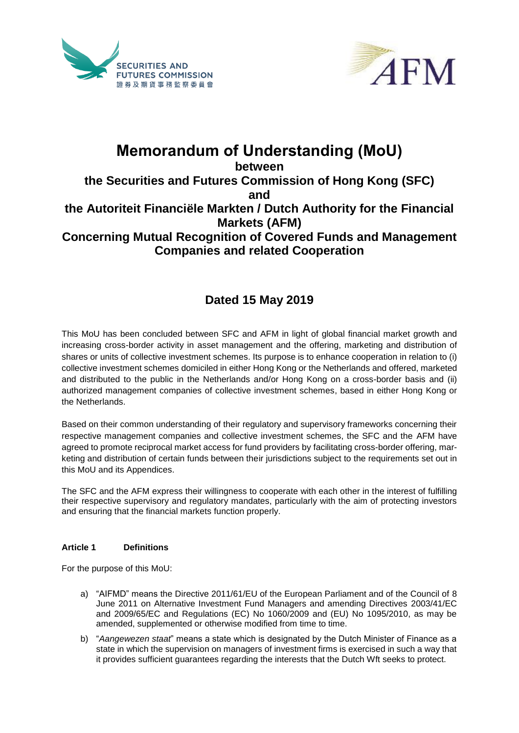# Memorandum of Understanding (MoU)

**between**

**the Securities and Futures Commission of Hong Kong (SFC)**

**and**

**the Autoriteit Financiële Markten / Dutch Authority for the Financial Markets (AFM)**

**Concerning Mutual Recognition of Covered Funds and Management Companies and related Cooperation**

## Dated 15 May 2019

This MoU has been concluded between SFC and AFM in light of global financial market growth and increasing cross-border activity in asset management and the offering, marketing and distribution of shares or units of collective investment schemes. Its purpose is to enhance cooperation in relation to (i) collective investment schemes domiciled in either Hong Kong or the Netherlands and offered, marketed and distributed to the public in the Netherlands and/or Hong Kong on a cross-border basis and (ii) authorized management companies of collective investment schemes, based in either Hong Kong or the Netherlands.

Based on their common understanding of their regulatory and supervisory frameworks concerning their respective management companies and collective investment schemes, the SFC and the AFM have agreed to promote reciprocal market access for fund providers by facilitating cross-border offering, marketing and distribution of certain funds between their jurisdictions subject to the requirements set out in this MoU and its Appendices.

The SFC and the AFM express their willingness to cooperate with each other in the interest of fulfilling their respective supervisory and regulatory mandates, particularly with the aim of protecting investors and ensuring that the financial markets function properly.

**Article 1 Definitions**

For the purpose of this MoU:

a) "AIFMD" means the Directive 2011/61/EU of the European Parliament and of the Council of 8 June 2011 on Alternative Investment Fund Managers and amending Directives 2003/41/EC and 2009/65/EC and Regulations (EC) No 1060/2009 and (EU) No 1095/2010, as may be amended, supplemented or otherwise modified from time to time.

b) "*Aangewezen staat*" means a state which is designated by the Dutch Minister of Finance as a state in which the supervision on managers of investment firms is exercised in such a way that it provides sufficient guarantees regarding the interests that the Dutch Wft seeks to protect.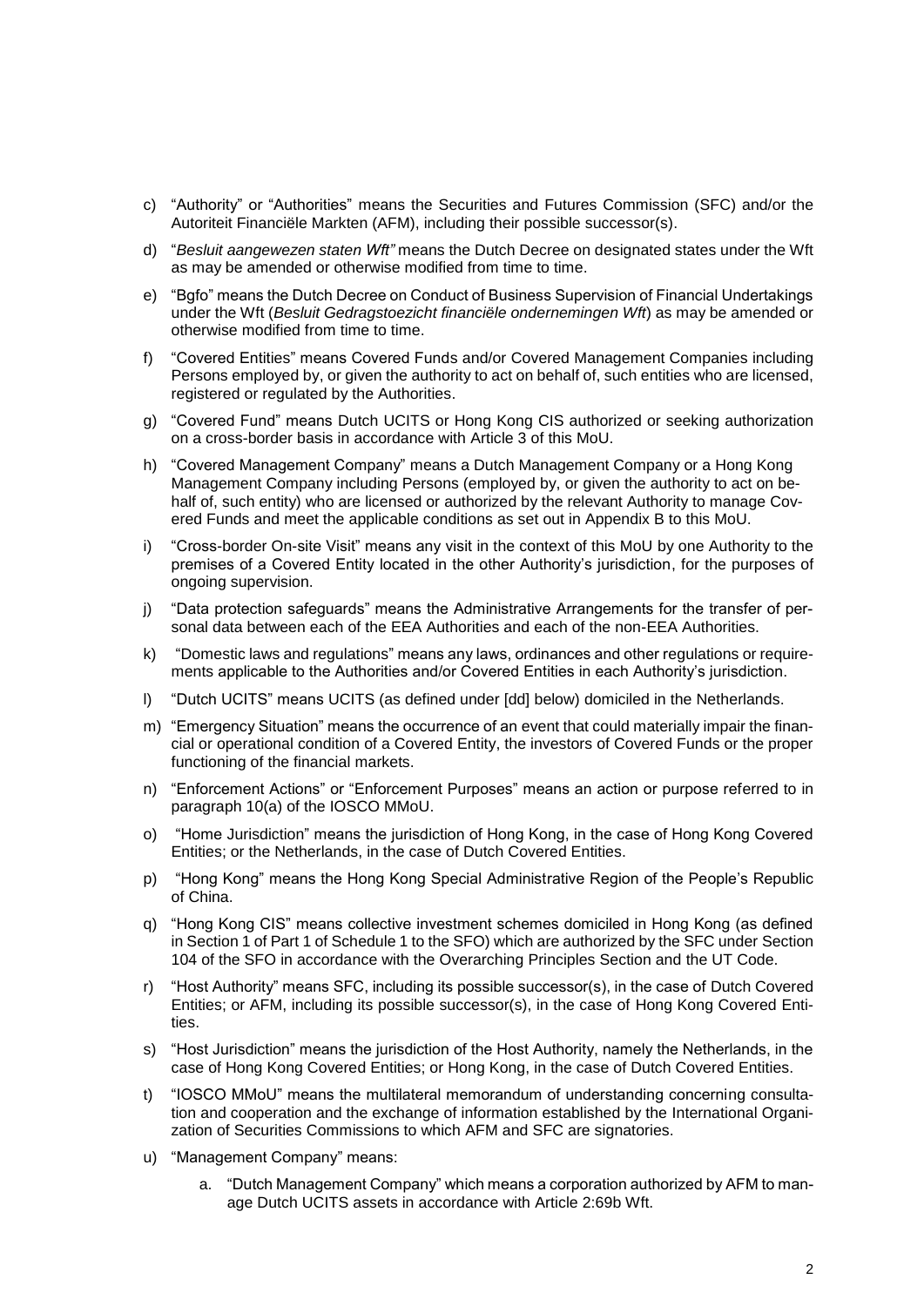c) "Authority" or "Authorities" means the Securities and Futures Commission (SFC) and/or the Autoriteit Financiële Markten (AFM), including their possible successor(s).

d) "*Besluit aangewezen staten Wft"* means the Dutch Decree on designated states under the Wft as may be amended or otherwise modified from time to time.

e) "Bgfo" means the Dutch Decree on Conduct of Business Supervision of Financial Undertakings under the Wft (*Besluit Gedragstoezicht financiële ondernemingen Wft*) as may be amended or otherwise modified from time to time.

f) "Covered Entities" means Covered Funds and/or Covered Management Companies including Persons employed by, or given the authority to act on behalf of, such entities who are licensed, registered or regulated by the Authorities.

g) "Covered Fund" means Dutch UCITS or Hong Kong CIS authorized or seeking authorization on a cross-border basis in accordance with Article 3 of this MoU.

h) "Covered Management Company" means a Dutch Management Company or a Hong Kong Management Company including Persons (employed by, or given the authority to act on behalf of, such entity) who are licensed or authorized by the relevant Authority to manage Covered Funds and meet the applicable conditions as set out in Appendix B to this MoU.

i) "Cross-border On-site Visit" means any visit in the context of this MoU by one Authority to the premises of a Covered Entity located in the other Authority's jurisdiction, for the purposes of ongoing supervision.

j) "Data protection safeguards" means the Administrative Arrangements for the transfer of personal data between each of the EEA Authorities and each of the non-EEA Authorities.

k) "Domestic laws and regulations" means any laws, ordinances and other regulations or requirements applicable to the Authorities and/or Covered Entities in each Authority's jurisdiction.

l) "Dutch UCITS" means UCITS (as defined under [dd] below) domiciled in the Netherlands.

m) "Emergency Situation" means the occurrence of an event that could materially impair the financial or operational condition of a Covered Entity, the investors of Covered Funds or the proper functioning of the financial markets.

n) "Enforcement Actions" or "Enforcement Purposes" means an action or purpose referred to in paragraph 10(a) of the IOSCO MMoU.

o) "Home Jurisdiction" means the jurisdiction of Hong Kong, in the case of Hong Kong Covered Entities; or the Netherlands, in the case of Dutch Covered Entities.

p) "Hong Kong" means the Hong Kong Special Administrative Region of the People's Republic of China.

q) "Hong Kong CIS" means collective investment schemes domiciled in Hong Kong (as defined in Section 1 of Part 1 of Schedule 1 to the SFO) which are authorized by the SFC under Section 104 of the SFO in accordance with the Overarching Principles Section and the UT Code.

r) "Host Authority" means SFC, including its possible successor(s), in the case of Dutch Covered Entities; or AFM, including its possible successor(s), in the case of Hong Kong Covered Entities.

s) "Host Jurisdiction" means the jurisdiction of the Host Authority, namely the Netherlands, in the case of Hong Kong Covered Entities; or Hong Kong, in the case of Dutch Covered Entities.

t) "IOSCO MMoU" means the multilateral memorandum of understanding concerning consultation and cooperation and the exchange of information established by the International Organization of Securities Commissions to which AFM and SFC are signatories.

u) "Management Company" means:

   a. "Dutch Management Company" which means a corporation authorized by AFM to manage Dutch UCITS assets in accordance with Article 2:69b Wft.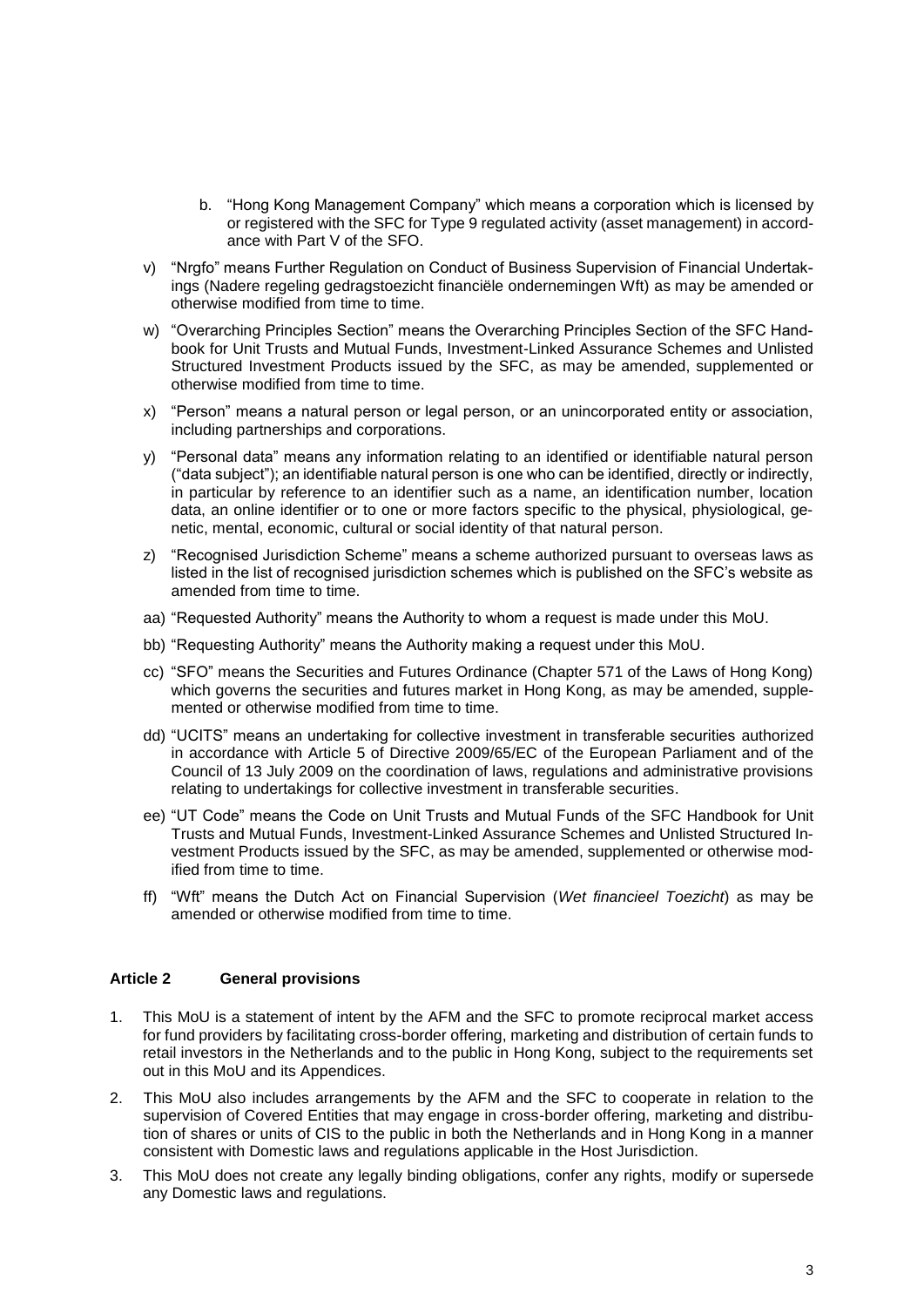b. "Hong Kong Management Company" which means a corporation which is licensed by or registered with the SFC for Type 9 regulated activity (asset management) in accordance with Part V of the SFO.

v) "Nrgfo" means Further Regulation on Conduct of Business Supervision of Financial Undertakings (Nadere regeling gedragstoezicht financiële ondernemingen Wft) as may be amended or otherwise modified from time to time.

w) "Overarching Principles Section" means the Overarching Principles Section of the SFC Handbook for Unit Trusts and Mutual Funds, Investment-Linked Assurance Schemes and Unlisted Structured Investment Products issued by the SFC, as may be amended, supplemented or otherwise modified from time to time.

x) "Person" means a natural person or legal person, or an unincorporated entity or association, including partnerships and corporations.

y) "Personal data" means any information relating to an identified or identifiable natural person ("data subject"); an identifiable natural person is one who can be identified, directly or indirectly, in particular by reference to an identifier such as a name, an identification number, location data, an online identifier or to one or more factors specific to the physical, physiological, genetic, mental, economic, cultural or social identity of that natural person.

z) "Recognised Jurisdiction Scheme" means a scheme authorized pursuant to overseas laws as listed in the list of recognised jurisdiction schemes which is published on the SFC's website as amended from time to time.

aa) "Requested Authority" means the Authority to whom a request is made under this MoU.

bb) "Requesting Authority" means the Authority making a request under this MoU.

cc) "SFO" means the Securities and Futures Ordinance (Chapter 571 of the Laws of Hong Kong) which governs the securities and futures market in Hong Kong, as may be amended, supplemented or otherwise modified from time to time.

dd) "UCITS" means an undertaking for collective investment in transferable securities authorized in accordance with Article 5 of Directive 2009/65/EC of the European Parliament and of the Council of 13 July 2009 on the coordination of laws, regulations and administrative provisions relating to undertakings for collective investment in transferable securities.

ee) "UT Code" means the Code on Unit Trusts and Mutual Funds of the SFC Handbook for Unit Trusts and Mutual Funds, Investment-Linked Assurance Schemes and Unlisted Structured Investment Products issued by the SFC, as may be amended, supplemented or otherwise modified from time to time.

ff) "Wft" means the Dutch Act on Financial Supervision (*Wet financieel Toezicht*) as may be amended or otherwise modified from time to time.

## Article 2 General provisions

1. This MoU is a statement of intent by the AFM and the SFC to promote reciprocal market access for fund providers by facilitating cross-border offering, marketing and distribution of certain funds to retail investors in the Netherlands and to the public in Hong Kong, subject to the requirements set out in this MoU and its Appendices.
2. This MoU also includes arrangements by the AFM and the SFC to cooperate in relation to the supervision of Covered Entities that may engage in cross-border offering, marketing and distribution of shares or units of CIS to the public in both the Netherlands and in Hong Kong in a manner consistent with Domestic laws and regulations applicable in the Host Jurisdiction.
3. This MoU does not create any legally binding obligations, confer any rights, modify or supersede any Domestic laws and regulations.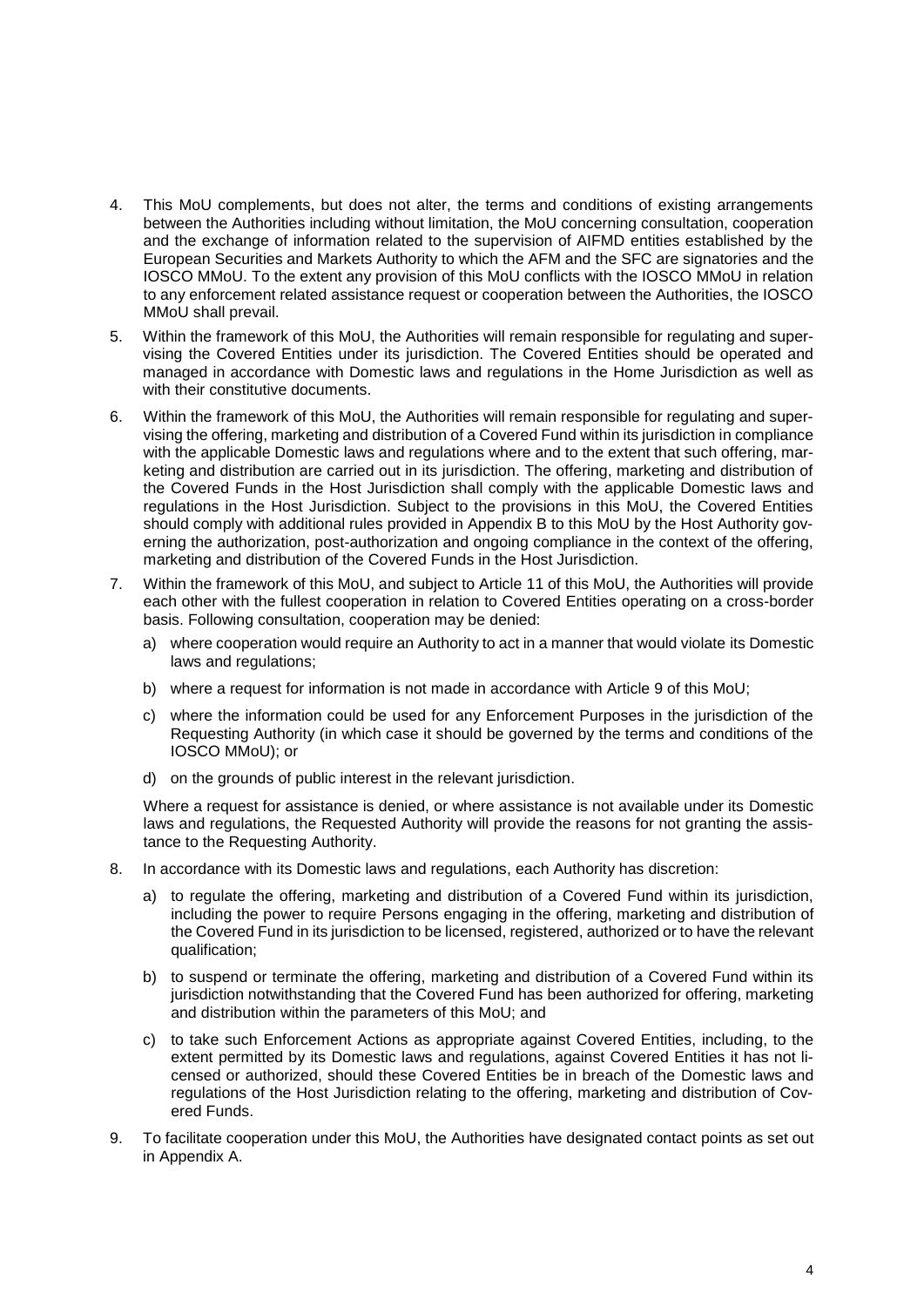4. This MoU complements, but does not alter, the terms and conditions of existing arrangements between the Authorities including without limitation, the MoU concerning consultation, cooperation and the exchange of information related to the supervision of AIFMD entities established by the European Securities and Markets Authority to which the AFM and the SFC are signatories and the IOSCO MMoU. To the extent any provision of this MoU conflicts with the IOSCO MMoU in relation to any enforcement related assistance request or cooperation between the Authorities, the IOSCO MMoU shall prevail.

5. Within the framework of this MoU, the Authorities will remain responsible for regulating and supervising the Covered Entities under its jurisdiction. The Covered Entities should be operated and managed in accordance with Domestic laws and regulations in the Home Jurisdiction as well as with their constitutive documents.

6. Within the framework of this MoU, the Authorities will remain responsible for regulating and supervising the offering, marketing and distribution of a Covered Fund within its jurisdiction in compliance with the applicable Domestic laws and regulations where and to the extent that such offering, marketing and distribution are carried out in its jurisdiction. The offering, marketing and distribution of the Covered Funds in the Host Jurisdiction shall comply with the applicable Domestic laws and regulations in the Host Jurisdiction. Subject to the provisions in this MoU, the Covered Entities should comply with additional rules provided in Appendix B to this MoU by the Host Authority governing the authorization, post-authorization and ongoing compliance in the context of the offering, marketing and distribution of the Covered Funds in the Host Jurisdiction.

7. Within the framework of this MoU, and subject to Article 11 of this MoU, the Authorities will provide each other with the fullest cooperation in relation to Covered Entities operating on a cross-border basis. Following consultation, cooperation may be denied:

   a) where cooperation would require an Authority to act in a manner that would violate its Domestic laws and regulations;

   b) where a request for information is not made in accordance with Article 9 of this MoU;

   c) where the information could be used for any Enforcement Purposes in the jurisdiction of the Requesting Authority (in which case it should be governed by the terms and conditions of the IOSCO MMoU); or

   d) on the grounds of public interest in the relevant jurisdiction.

   Where a request for assistance is denied, or where assistance is not available under its Domestic laws and regulations, the Requested Authority will provide the reasons for not granting the assistance to the Requesting Authority.

8. In accordance with its Domestic laws and regulations, each Authority has discretion:

   a) to regulate the offering, marketing and distribution of a Covered Fund within its jurisdiction, including the power to require Persons engaging in the offering, marketing and distribution of the Covered Fund in its jurisdiction to be licensed, registered, authorized or to have the relevant qualification;

   b) to suspend or terminate the offering, marketing and distribution of a Covered Fund within its jurisdiction notwithstanding that the Covered Fund has been authorized for offering, marketing and distribution within the parameters of this MoU; and

   c) to take such Enforcement Actions as appropriate against Covered Entities, including, to the extent permitted by its Domestic laws and regulations, against Covered Entities it has not licensed or authorized, should these Covered Entities be in breach of the Domestic laws and regulations of the Host Jurisdiction relating to the offering, marketing and distribution of Covered Funds.

9. To facilitate cooperation under this MoU, the Authorities have designated contact points as set out in Appendix A.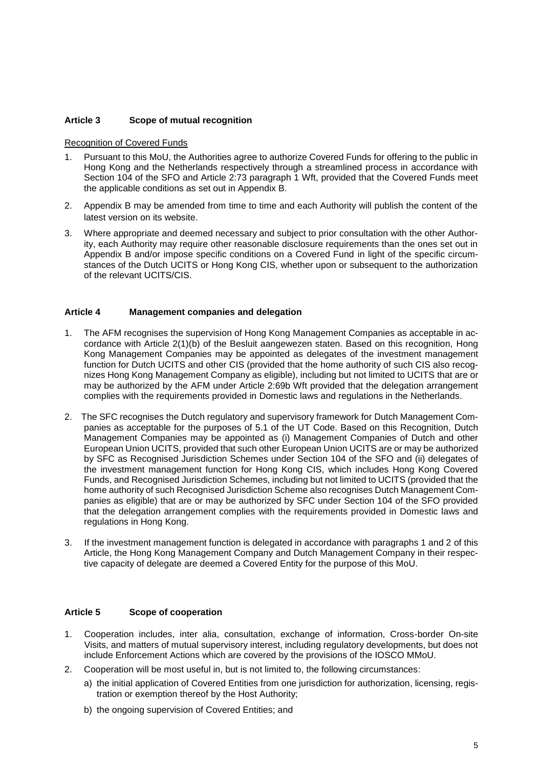## Article 3 Scope of mutual recognition

Recognition of Covered Funds

1. Pursuant to this MoU, the Authorities agree to authorize Covered Funds for offering to the public in Hong Kong and the Netherlands respectively through a streamlined process in accordance with Section 104 of the SFO and Article 2:73 paragraph 1 Wft, provided that the Covered Funds meet the applicable conditions as set out in Appendix B.
2. Appendix B may be amended from time to time and each Authority will publish the content of the latest version on its website.
3. Where appropriate and deemed necessary and subject to prior consultation with the other Authority, each Authority may require other reasonable disclosure requirements than the ones set out in Appendix B and/or impose specific conditions on a Covered Fund in light of the specific circumstances of the Dutch UCITS or Hong Kong CIS, whether upon or subsequent to the authorization of the relevant UCITS/CIS.

## Article 4 Management companies and delegation

1. The AFM recognises the supervision of Hong Kong Management Companies as acceptable in accordance with Article 2(1)(b) of the Besluit aangewezen staten. Based on this recognition, Hong Kong Management Companies may be appointed as delegates of the investment management function for Dutch UCITS and other CIS (provided that the home authority of such CIS also recognizes Hong Kong Management Company as eligible), including but not limited to UCITS that are or may be authorized by the AFM under Article 2:69b Wft provided that the delegation arrangement complies with the requirements provided in Domestic laws and regulations in the Netherlands.
2. The SFC recognises the Dutch regulatory and supervisory framework for Dutch Management Companies as acceptable for the purposes of 5.1 of the UT Code. Based on this Recognition, Dutch Management Companies may be appointed as (i) Management Companies of Dutch and other European Union UCITS, provided that such other European Union UCITS are or may be authorized by SFC as Recognised Jurisdiction Schemes under Section 104 of the SFO and (ii) delegates of the investment management function for Hong Kong CIS, which includes Hong Kong Covered Funds, and Recognised Jurisdiction Schemes, including but not limited to UCITS (provided that the home authority of such Recognised Jurisdiction Scheme also recognises Dutch Management Companies as eligible) that are or may be authorized by SFC under Section 104 of the SFO provided that the delegation arrangement complies with the requirements provided in Domestic laws and regulations in Hong Kong.
3. If the investment management function is delegated in accordance with paragraphs 1 and 2 of this Article, the Hong Kong Management Company and Dutch Management Company in their respective capacity of delegate are deemed a Covered Entity for the purpose of this MoU.

## Article 5 Scope of cooperation

1. Cooperation includes, inter alia, consultation, exchange of information, Cross-border On-site Visits, and matters of mutual supervisory interest, including regulatory developments, but does not include Enforcement Actions which are covered by the provisions of the IOSCO MMoU.
2. Cooperation will be most useful in, but is not limited to, the following circumstances:
   a) the initial application of Covered Entities from one jurisdiction for authorization, licensing, registration or exemption thereof by the Host Authority;
   b) the ongoing supervision of Covered Entities; and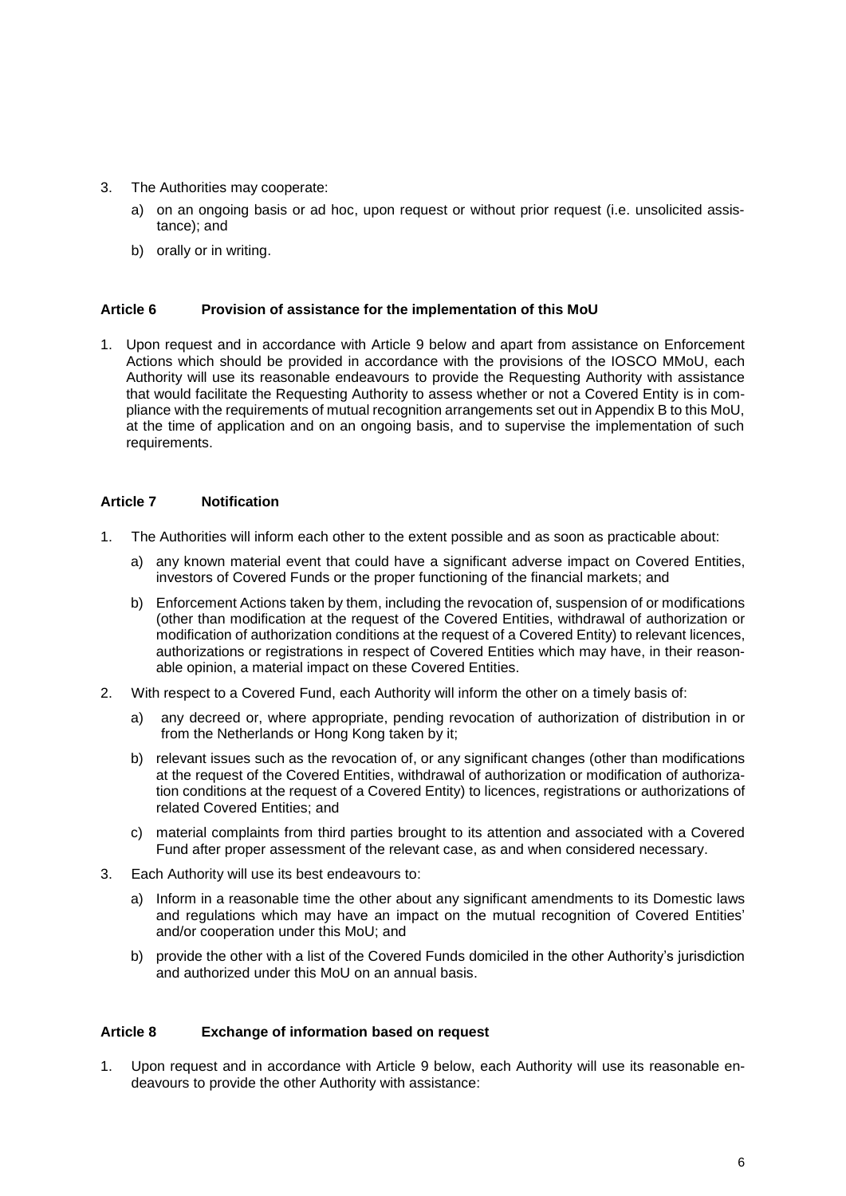3. The Authorities may cooperate:
    a) on an ongoing basis or ad hoc, upon request or without prior request (i.e. unsolicited assistance); and
    b) orally or in writing.

### Article 6 Provision of assistance for the implementation of this MoU

1. Upon request and in accordance with Article 9 below and apart from assistance on Enforcement Actions which should be provided in accordance with the provisions of the IOSCO MMoU, each Authority will use its reasonable endeavours to provide the Requesting Authority with assistance that would facilitate the Requesting Authority to assess whether or not a Covered Entity is in compliance with the requirements of mutual recognition arrangements set out in Appendix B to this MoU, at the time of application and on an ongoing basis, and to supervise the implementation of such requirements.

### Article 7 Notification

1. The Authorities will inform each other to the extent possible and as soon as practicable about:
    a) any known material event that could have a significant adverse impact on Covered Entities, investors of Covered Funds or the proper functioning of the financial markets; and
    b) Enforcement Actions taken by them, including the revocation of, suspension of or modifications (other than modification at the request of the Covered Entities, withdrawal of authorization or modification of authorization conditions at the request of a Covered Entity) to relevant licences, authorizations or registrations in respect of Covered Entities which may have, in their reasonable opinion, a material impact on these Covered Entities.
2. With respect to a Covered Fund, each Authority will inform the other on a timely basis of:
    a) any decreed or, where appropriate, pending revocation of authorization of distribution in or from the Netherlands or Hong Kong taken by it;
    b) relevant issues such as the revocation of, or any significant changes (other than modifications at the request of the Covered Entities, withdrawal of authorization or modification of authorization conditions at the request of a Covered Entity) to licences, registrations or authorizations of related Covered Entities; and
    c) material complaints from third parties brought to its attention and associated with a Covered Fund after proper assessment of the relevant case, as and when considered necessary.
3. Each Authority will use its best endeavours to:
    a) Inform in a reasonable time the other about any significant amendments to its Domestic laws and regulations which may have an impact on the mutual recognition of Covered Entities' and/or cooperation under this MoU; and
    b) provide the other with a list of the Covered Funds domiciled in the other Authority's jurisdiction and authorized under this MoU on an annual basis.

### Article 8 Exchange of information based on request

1. Upon request and in accordance with Article 9 below, each Authority will use its reasonable endeavours to provide the other Authority with assistance: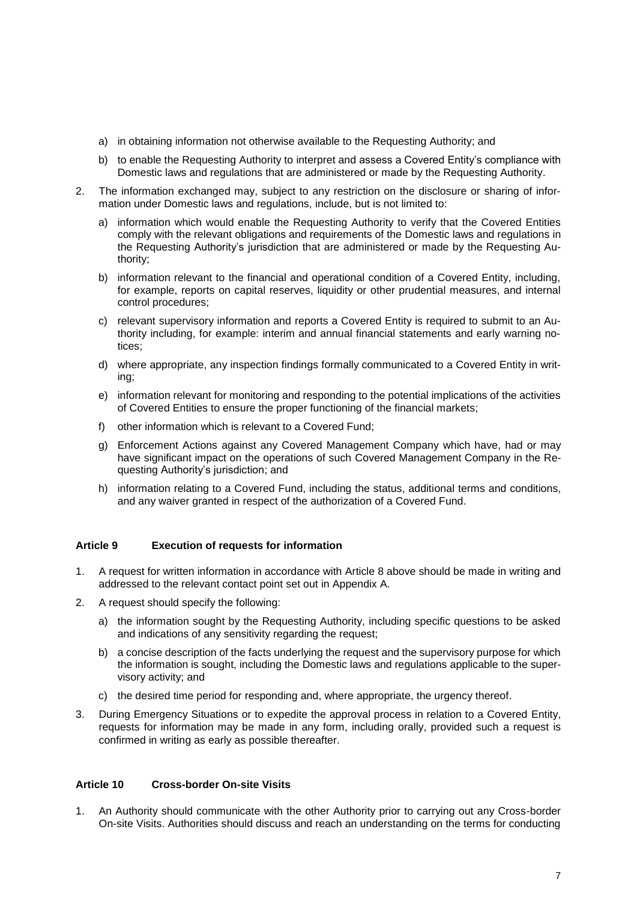a) in obtaining information not otherwise available to the Requesting Authority; and

b) to enable the Requesting Authority to interpret and assess a Covered Entity's compliance with Domestic laws and regulations that are administered or made by the Requesting Authority.

2. The information exchanged may, subject to any restriction on the disclosure or sharing of information under Domestic laws and regulations, include, but is not limited to:

   a) information which would enable the Requesting Authority to verify that the Covered Entities comply with the relevant obligations and requirements of the Domestic laws and regulations in the Requesting Authority's jurisdiction that are administered or made by the Requesting Authority;

   b) information relevant to the financial and operational condition of a Covered Entity, including, for example, reports on capital reserves, liquidity or other prudential measures, and internal control procedures;

   c) relevant supervisory information and reports a Covered Entity is required to submit to an Authority including, for example: interim and annual financial statements and early warning notices;

   d) where appropriate, any inspection findings formally communicated to a Covered Entity in writing;

   e) information relevant for monitoring and responding to the potential implications of the activities of Covered Entities to ensure the proper functioning of the financial markets;

   f) other information which is relevant to a Covered Fund;

   g) Enforcement Actions against any Covered Management Company which have, had or may have significant impact on the operations of such Covered Management Company in the Requesting Authority's jurisdiction; and

   h) information relating to a Covered Fund, including the status, additional terms and conditions, and any waiver granted in respect of the authorization of a Covered Fund.

### Article 9 Execution of requests for information

1. A request for written information in accordance with Article 8 above should be made in writing and addressed to the relevant contact point set out in Appendix A.

2. A request should specify the following:

   a) the information sought by the Requesting Authority, including specific questions to be asked and indications of any sensitivity regarding the request;

   b) a concise description of the facts underlying the request and the supervisory purpose for which the information is sought, including the Domestic laws and regulations applicable to the supervisory activity; and

   c) the desired time period for responding and, where appropriate, the urgency thereof.

3. During Emergency Situations or to expedite the approval process in relation to a Covered Entity, requests for information may be made in any form, including orally, provided such a request is confirmed in writing as early as possible thereafter.

### Article 10 Cross-border On-site Visits

1. An Authority should communicate with the other Authority prior to carrying out any Cross-border On-site Visits. Authorities should discuss and reach an understanding on the terms for conducting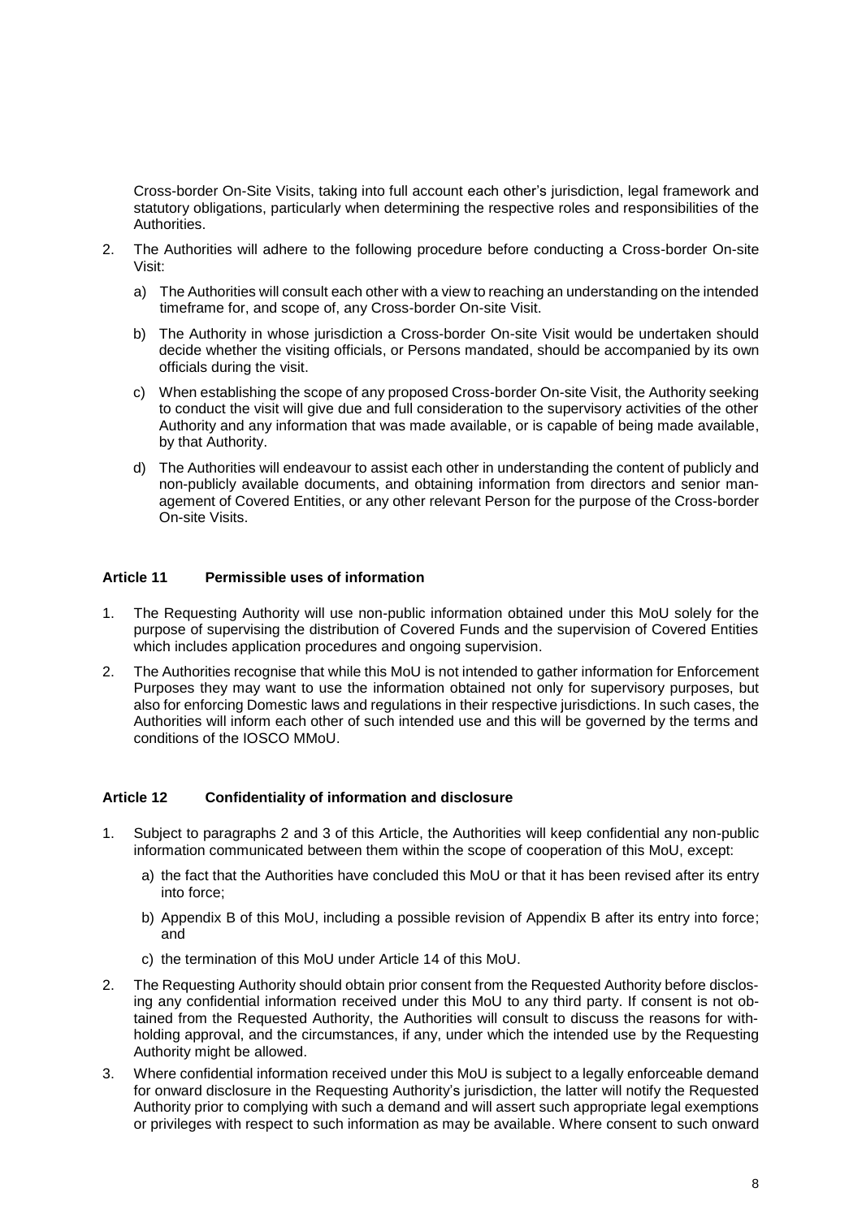Cross-border On-Site Visits, taking into full account each other's jurisdiction, legal framework and statutory obligations, particularly when determining the respective roles and responsibilities of the Authorities.

2. The Authorities will adhere to the following procedure before conducting a Cross-border On-site Visit:
   a) The Authorities will consult each other with a view to reaching an understanding on the intended timeframe for, and scope of, any Cross-border On-site Visit.
   b) The Authority in whose jurisdiction a Cross-border On-site Visit would be undertaken should decide whether the visiting officials, or Persons mandated, should be accompanied by its own officials during the visit.
   c) When establishing the scope of any proposed Cross-border On-site Visit, the Authority seeking to conduct the visit will give due and full consideration to the supervisory activities of the other Authority and any information that was made available, or is capable of being made available, by that Authority.
   d) The Authorities will endeavour to assist each other in understanding the content of publicly and non-publicly available documents, and obtaining information from directors and senior management of Covered Entities, or any other relevant Person for the purpose of the Cross-border On-site Visits.

### Article 11 Permissible uses of information

1. The Requesting Authority will use non-public information obtained under this MoU solely for the purpose of supervising the distribution of Covered Funds and the supervision of Covered Entities which includes application procedures and ongoing supervision.
2. The Authorities recognise that while this MoU is not intended to gather information for Enforcement Purposes they may want to use the information obtained not only for supervisory purposes, but also for enforcing Domestic laws and regulations in their respective jurisdictions. In such cases, the Authorities will inform each other of such intended use and this will be governed by the terms and conditions of the IOSCO MMoU.

### Article 12 Confidentiality of information and disclosure

1. Subject to paragraphs 2 and 3 of this Article, the Authorities will keep confidential any non-public information communicated between them within the scope of cooperation of this MoU, except:
   a) the fact that the Authorities have concluded this MoU or that it has been revised after its entry into force;
   b) Appendix B of this MoU, including a possible revision of Appendix B after its entry into force; and
   c) the termination of this MoU under Article 14 of this MoU.
2. The Requesting Authority should obtain prior consent from the Requested Authority before disclosing any confidential information received under this MoU to any third party. If consent is not obtained from the Requested Authority, the Authorities will consult to discuss the reasons for withholding approval, and the circumstances, if any, under which the intended use by the Requesting Authority might be allowed.
3. Where confidential information received under this MoU is subject to a legally enforceable demand for onward disclosure in the Requesting Authority's jurisdiction, the latter will notify the Requested Authority prior to complying with such a demand and will assert such appropriate legal exemptions or privileges with respect to such information as may be available. Where consent to such onward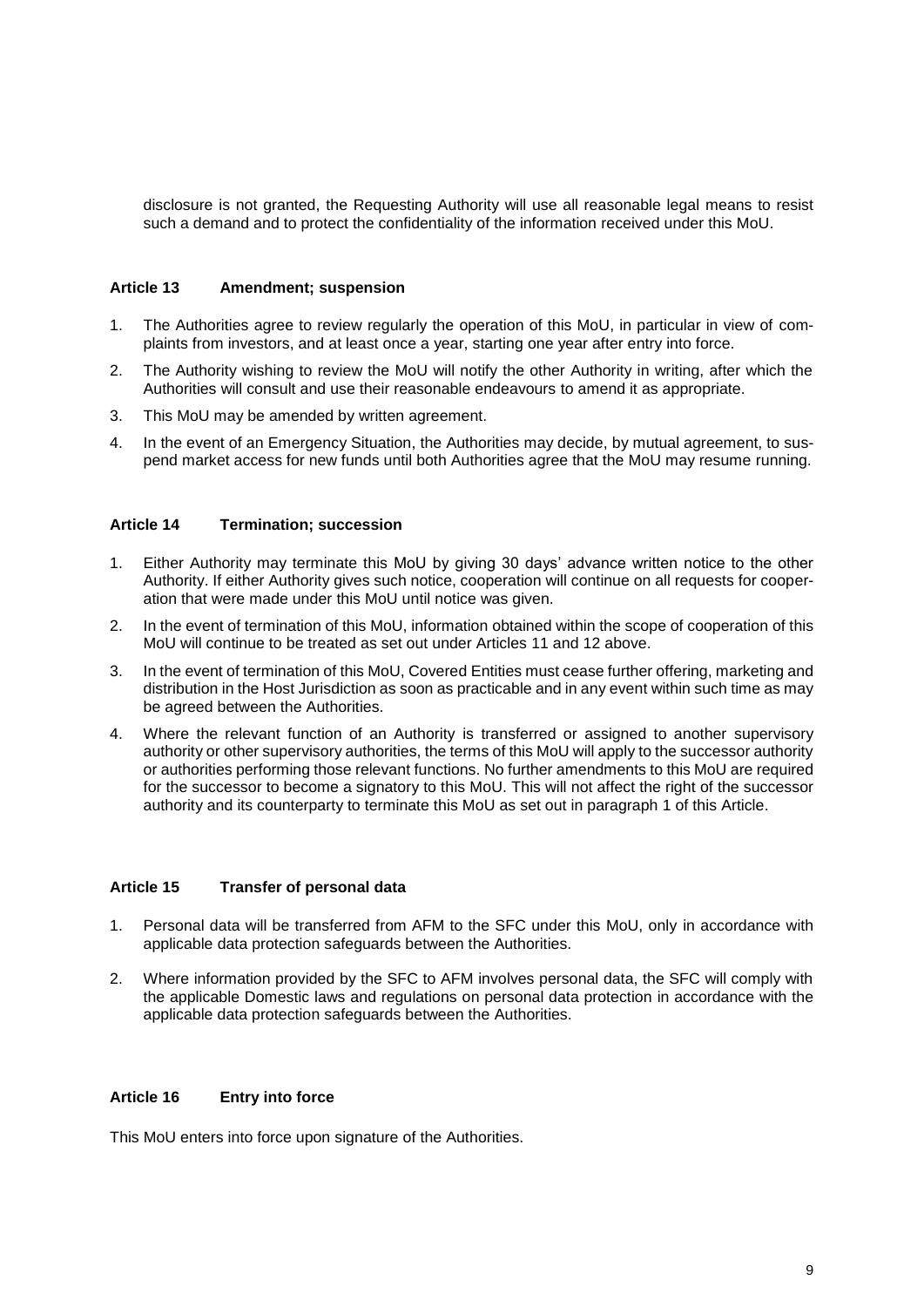disclosure is not granted, the Requesting Authority will use all reasonable legal means to resist such a demand and to protect the confidentiality of the information received under this MoU.

### Article 13 Amendment; suspension

1. The Authorities agree to review regularly the operation of this MoU, in particular in view of complaints from investors, and at least once a year, starting one year after entry into force.
2. The Authority wishing to review the MoU will notify the other Authority in writing, after which the Authorities will consult and use their reasonable endeavours to amend it as appropriate.
3. This MoU may be amended by written agreement.
4. In the event of an Emergency Situation, the Authorities may decide, by mutual agreement, to suspend market access for new funds until both Authorities agree that the MoU may resume running.

### Article 14 Termination; succession

1. Either Authority may terminate this MoU by giving 30 days' advance written notice to the other Authority. If either Authority gives such notice, cooperation will continue on all requests for cooperation that were made under this MoU until notice was given.
2. In the event of termination of this MoU, information obtained within the scope of cooperation of this MoU will continue to be treated as set out under Articles 11 and 12 above.
3. In the event of termination of this MoU, Covered Entities must cease further offering, marketing and distribution in the Host Jurisdiction as soon as practicable and in any event within such time as may be agreed between the Authorities.
4. Where the relevant function of an Authority is transferred or assigned to another supervisory authority or other supervisory authorities, the terms of this MoU will apply to the successor authority or authorities performing those relevant functions. No further amendments to this MoU are required for the successor to become a signatory to this MoU. This will not affect the right of the successor authority and its counterparty to terminate this MoU as set out in paragraph 1 of this Article.

### Article 15 Transfer of personal data

1. Personal data will be transferred from AFM to the SFC under this MoU, only in accordance with applicable data protection safeguards between the Authorities.
2. Where information provided by the SFC to AFM involves personal data, the SFC will comply with the applicable Domestic laws and regulations on personal data protection in accordance with the applicable data protection safeguards between the Authorities.

### Article 16 Entry into force

This MoU enters into force upon signature of the Authorities.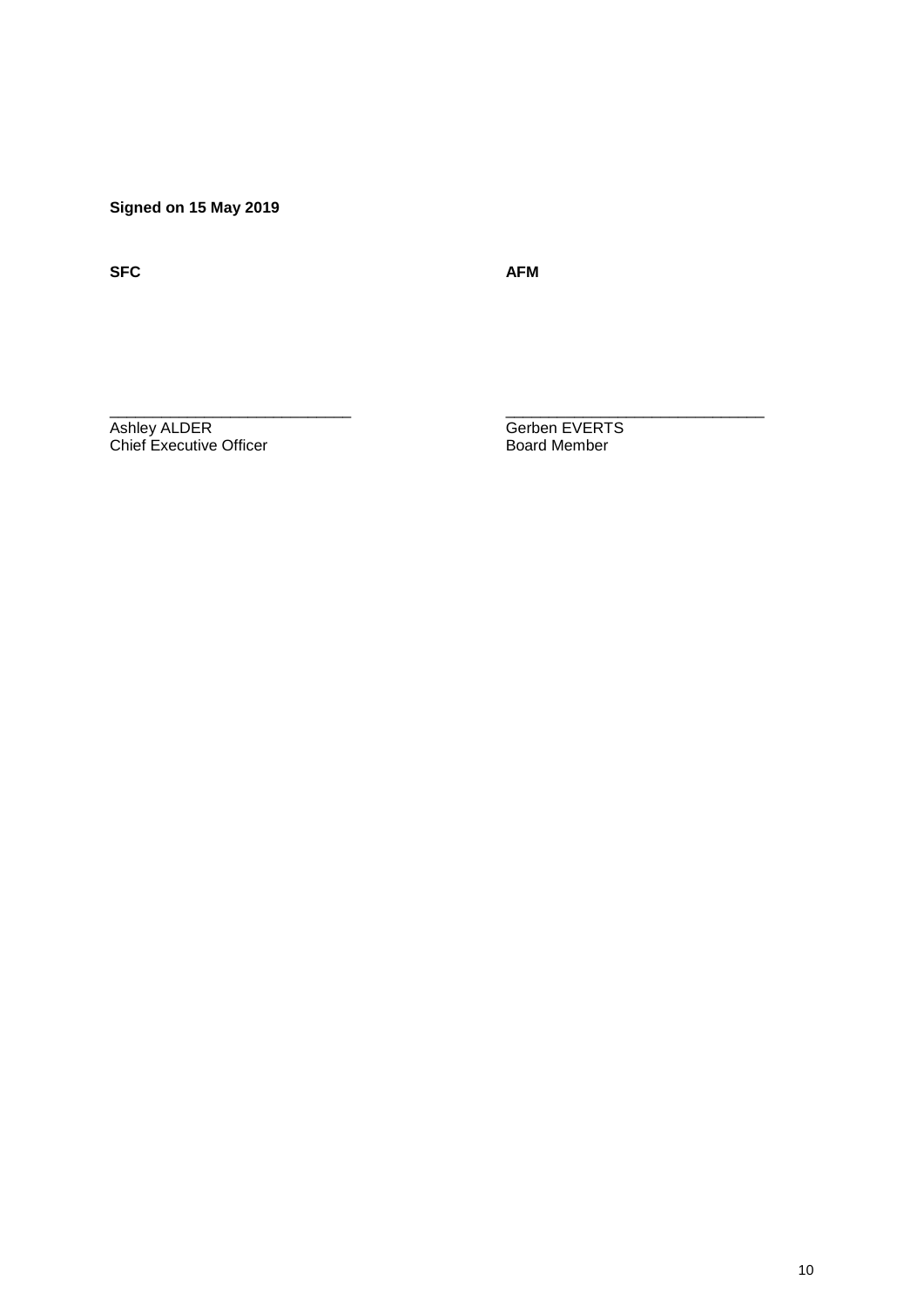**Signed on 15 May 2019**

| **SFC** | **AFM** |
| --- | --- |
| ______________________________ | ________________________________ |
| Ashley ALDER | Gerben EVERTS |
| Chief Executive Officer | Board Member |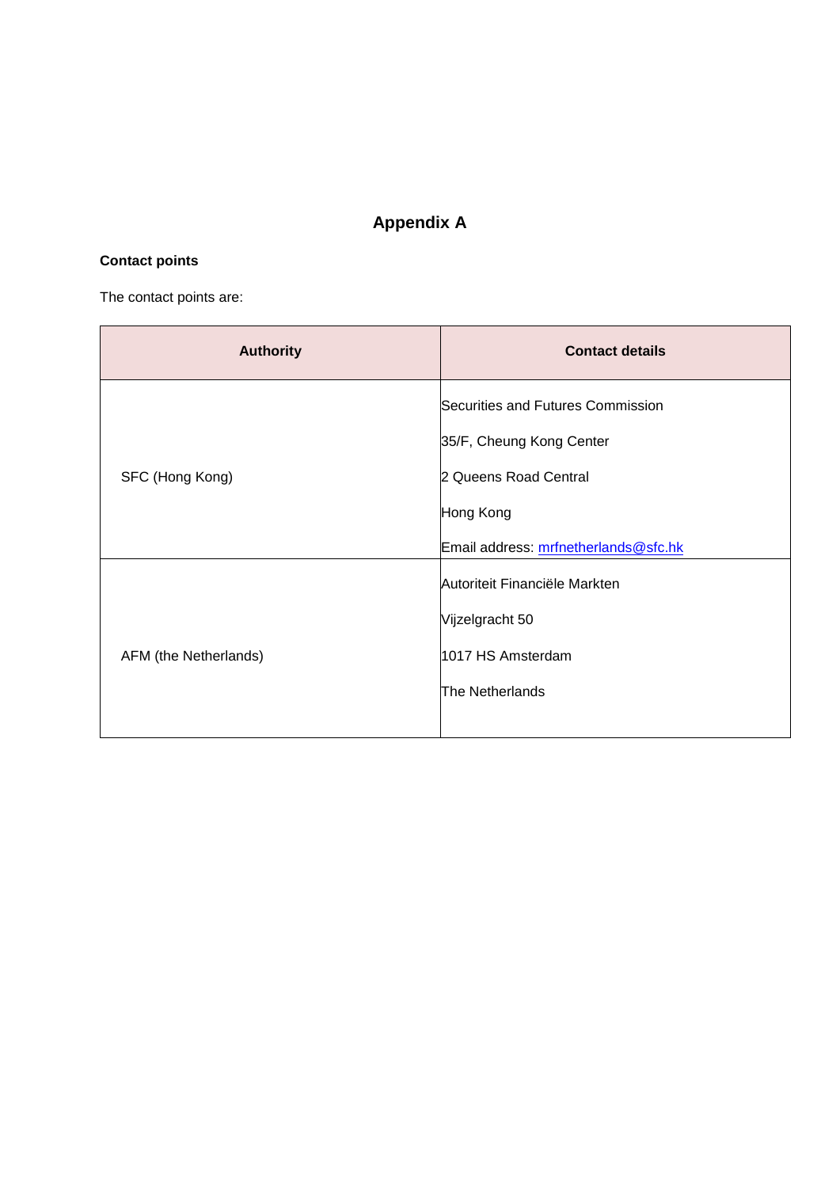# Appendix A

**Contact points**

The contact points are:

| Authority | Contact details |
|---|---|
| SFC (Hong Kong) | Securities and Futures Commission<br><br>35/F, Cheung Kong Center<br><br>2 Queens Road Central<br><br>Hong Kong<br><br>Email address: mrfnetherlands@sfc.hk |
| AFM (the Netherlands) | Autoriteit Financiële Markten<br><br>Vijzelgracht 50<br><br>1017 HS Amsterdam<br><br>The Netherlands |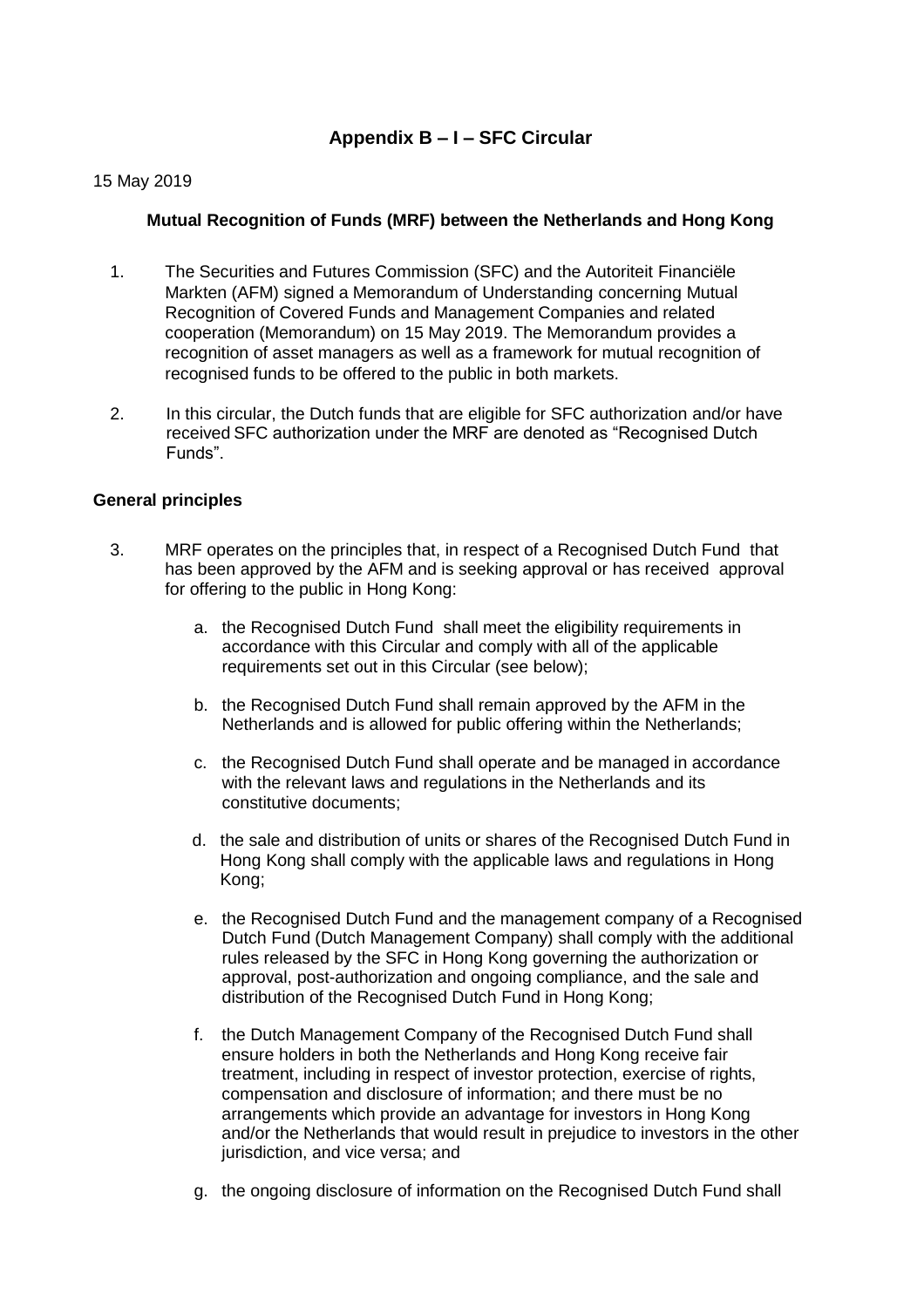## Appendix B – I – SFC Circular

15 May 2019

### Mutual Recognition of Funds (MRF) between the Netherlands and Hong Kong

1. The Securities and Futures Commission (SFC) and the Autoriteit Financiële Markten (AFM) signed a Memorandum of Understanding concerning Mutual Recognition of Covered Funds and Management Companies and related cooperation (Memorandum) on 15 May 2019. The Memorandum provides a recognition of asset managers as well as a framework for mutual recognition of recognised funds to be offered to the public in both markets.

2. In this circular, the Dutch funds that are eligible for SFC authorization and/or have received SFC authorization under the MRF are denoted as "Recognised Dutch Funds".

**General principles**

3. MRF operates on the principles that, in respect of a Recognised Dutch Fund that has been approved by the AFM and is seeking approval or has received approval for offering to the public in Hong Kong:

   a. the Recognised Dutch Fund shall meet the eligibility requirements in accordance with this Circular and comply with all of the applicable requirements set out in this Circular (see below);

   b. the Recognised Dutch Fund shall remain approved by the AFM in the Netherlands and is allowed for public offering within the Netherlands;

   c. the Recognised Dutch Fund shall operate and be managed in accordance with the relevant laws and regulations in the Netherlands and its constitutive documents;

   d. the sale and distribution of units or shares of the Recognised Dutch Fund in Hong Kong shall comply with the applicable laws and regulations in Hong Kong;

   e. the Recognised Dutch Fund and the management company of a Recognised Dutch Fund (Dutch Management Company) shall comply with the additional rules released by the SFC in Hong Kong governing the authorization or approval, post-authorization and ongoing compliance, and the sale and distribution of the Recognised Dutch Fund in Hong Kong;

   f. the Dutch Management Company of the Recognised Dutch Fund shall ensure holders in both the Netherlands and Hong Kong receive fair treatment, including in respect of investor protection, exercise of rights, compensation and disclosure of information; and there must be no arrangements which provide an advantage for investors in Hong Kong and/or the Netherlands that would result in prejudice to investors in the other jurisdiction, and vice versa; and

   g. the ongoing disclosure of information on the Recognised Dutch Fund shall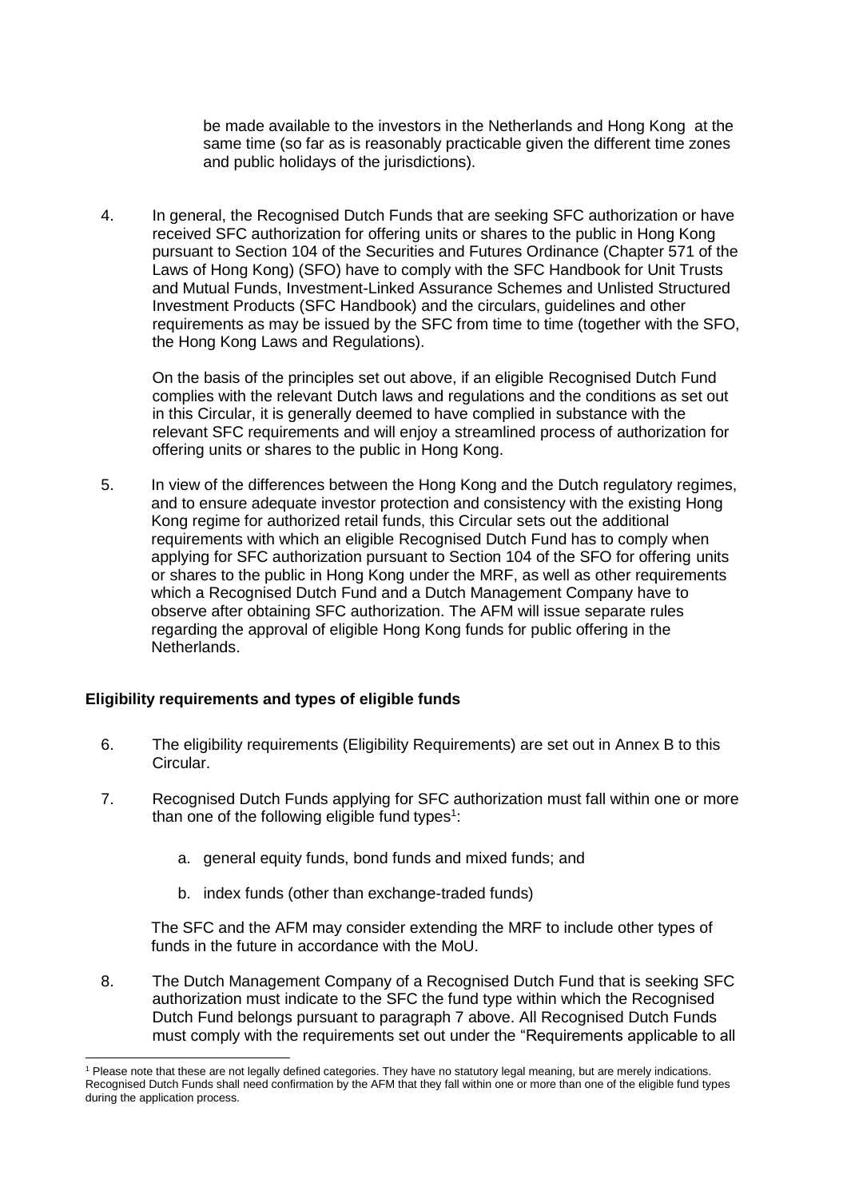be made available to the investors in the Netherlands and Hong Kong at the same time (so far as is reasonably practicable given the different time zones and public holidays of the jurisdictions).

4. In general, the Recognised Dutch Funds that are seeking SFC authorization or have received SFC authorization for offering units or shares to the public in Hong Kong pursuant to Section 104 of the Securities and Futures Ordinance (Chapter 571 of the Laws of Hong Kong) (SFO) have to comply with the SFC Handbook for Unit Trusts and Mutual Funds, Investment-Linked Assurance Schemes and Unlisted Structured Investment Products (SFC Handbook) and the circulars, guidelines and other requirements as may be issued by the SFC from time to time (together with the SFO, the Hong Kong Laws and Regulations).

   On the basis of the principles set out above, if an eligible Recognised Dutch Fund complies with the relevant Dutch laws and regulations and the conditions as set out in this Circular, it is generally deemed to have complied in substance with the relevant SFC requirements and will enjoy a streamlined process of authorization for offering units or shares to the public in Hong Kong.

5. In view of the differences between the Hong Kong and the Dutch regulatory regimes, and to ensure adequate investor protection and consistency with the existing Hong Kong regime for authorized retail funds, this Circular sets out the additional requirements with which an eligible Recognised Dutch Fund has to comply when applying for SFC authorization pursuant to Section 104 of the SFO for offering units or shares to the public in Hong Kong under the MRF, as well as other requirements which a Recognised Dutch Fund and a Dutch Management Company have to observe after obtaining SFC authorization. The AFM will issue separate rules regarding the approval of eligible Hong Kong funds for public offering in the Netherlands.

**Eligibility requirements and types of eligible funds**

6. The eligibility requirements (Eligibility Requirements) are set out in Annex B to this Circular.

7. Recognised Dutch Funds applying for SFC authorization must fall within one or more than one of the following eligible fund types[1]:

   a. general equity funds, bond funds and mixed funds; and

   b. index funds (other than exchange-traded funds)

   The SFC and the AFM may consider extending the MRF to include other types of funds in the future in accordance with the MoU.

8. The Dutch Management Company of a Recognised Dutch Fund that is seeking SFC authorization must indicate to the SFC the fund type within which the Recognised Dutch Fund belongs pursuant to paragraph 7 above. All Recognised Dutch Funds must comply with the requirements set out under the "Requirements applicable to all

[1] Please note that these are not legally defined categories. They have no statutory legal meaning, but are merely indications. Recognised Dutch Funds shall need confirmation by the AFM that they fall within one or more than one of the eligible fund types during the application process.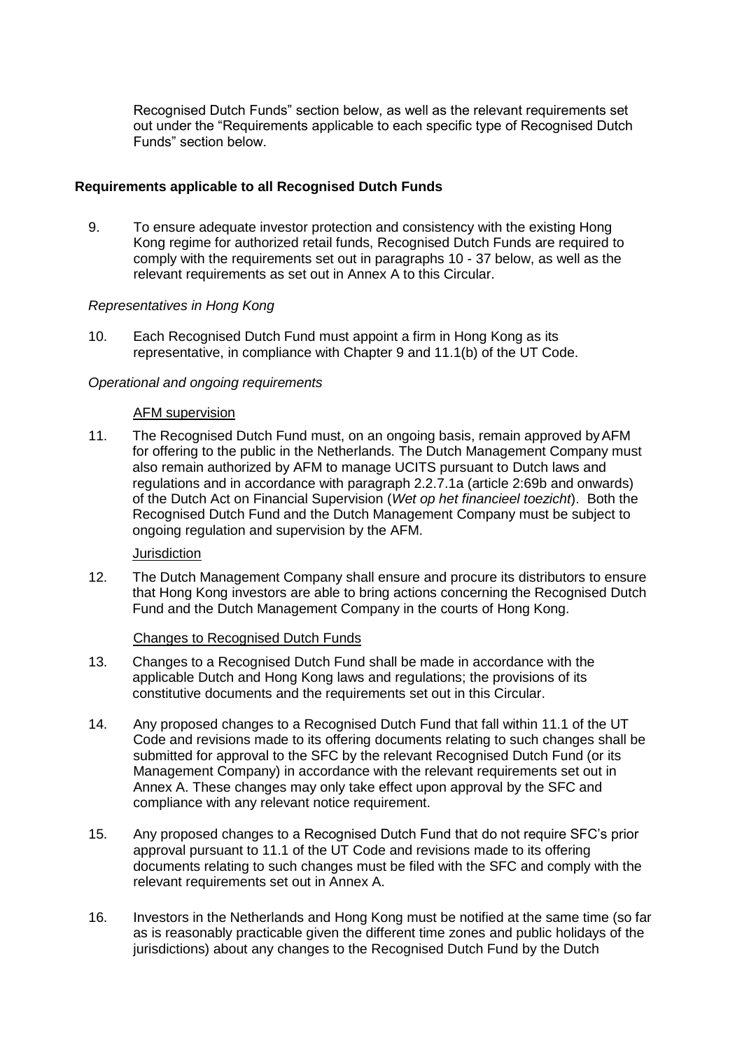Recognised Dutch Funds" section below, as well as the relevant requirements set out under the "Requirements applicable to each specific type of Recognised Dutch Funds" section below.

### Requirements applicable to all Recognised Dutch Funds

9. To ensure adequate investor protection and consistency with the existing Hong Kong regime for authorized retail funds, Recognised Dutch Funds are required to comply with the requirements set out in paragraphs 10 - 37 below, as well as the relevant requirements as set out in Annex A to this Circular.

*Representatives in Hong Kong*

10. Each Recognised Dutch Fund must appoint a firm in Hong Kong as its representative, in compliance with Chapter 9 and 11.1(b) of the UT Code.

*Operational and ongoing requirements*

AFM supervision

11. The Recognised Dutch Fund must, on an ongoing basis, remain approved by AFM for offering to the public in the Netherlands. The Dutch Management Company must also remain authorized by AFM to manage UCITS pursuant to Dutch laws and regulations and in accordance with paragraph 2.2.7.1a (article 2:69b and onwards) of the Dutch Act on Financial Supervision (*Wet op het financieel toezicht*). Both the Recognised Dutch Fund and the Dutch Management Company must be subject to ongoing regulation and supervision by the AFM.

Jurisdiction

12. The Dutch Management Company shall ensure and procure its distributors to ensure that Hong Kong investors are able to bring actions concerning the Recognised Dutch Fund and the Dutch Management Company in the courts of Hong Kong.

Changes to Recognised Dutch Funds

13. Changes to a Recognised Dutch Fund shall be made in accordance with the applicable Dutch and Hong Kong laws and regulations; the provisions of its constitutive documents and the requirements set out in this Circular.

14. Any proposed changes to a Recognised Dutch Fund that fall within 11.1 of the UT Code and revisions made to its offering documents relating to such changes shall be submitted for approval to the SFC by the relevant Recognised Dutch Fund (or its Management Company) in accordance with the relevant requirements set out in Annex A. These changes may only take effect upon approval by the SFC and compliance with any relevant notice requirement.

15. Any proposed changes to a Recognised Dutch Fund that do not require SFC's prior approval pursuant to 11.1 of the UT Code and revisions made to its offering documents relating to such changes must be filed with the SFC and comply with the relevant requirements set out in Annex A.

16. Investors in the Netherlands and Hong Kong must be notified at the same time (so far as is reasonably practicable given the different time zones and public holidays of the jurisdictions) about any changes to the Recognised Dutch Fund by the Dutch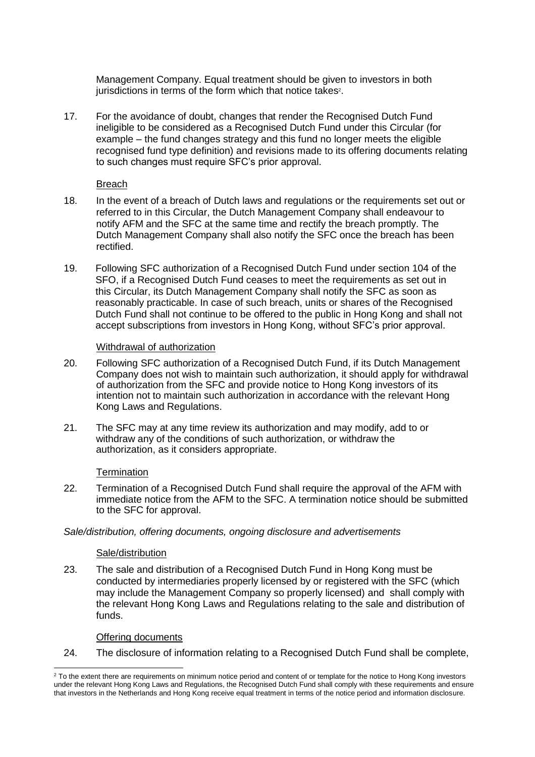Management Company. Equal treatment should be given to investors in both jurisdictions in terms of the form which that notice takes[2].

17. For the avoidance of doubt, changes that render the Recognised Dutch Fund ineligible to be considered as a Recognised Dutch Fund under this Circular (for example – the fund changes strategy and this fund no longer meets the eligible recognised fund type definition) and revisions made to its offering documents relating to such changes must require SFC's prior approval.

Breach

18. In the event of a breach of Dutch laws and regulations or the requirements set out or referred to in this Circular, the Dutch Management Company shall endeavour to notify AFM and the SFC at the same time and rectify the breach promptly. The Dutch Management Company shall also notify the SFC once the breach has been rectified.

19. Following SFC authorization of a Recognised Dutch Fund under section 104 of the SFO, if a Recognised Dutch Fund ceases to meet the requirements as set out in this Circular, its Dutch Management Company shall notify the SFC as soon as reasonably practicable. In case of such breach, units or shares of the Recognised Dutch Fund shall not continue to be offered to the public in Hong Kong and shall not accept subscriptions from investors in Hong Kong, without SFC's prior approval.

Withdrawal of authorization

20. Following SFC authorization of a Recognised Dutch Fund, if its Dutch Management Company does not wish to maintain such authorization, it should apply for withdrawal of authorization from the SFC and provide notice to Hong Kong investors of its intention not to maintain such authorization in accordance with the relevant Hong Kong Laws and Regulations.

21. The SFC may at any time review its authorization and may modify, add to or withdraw any of the conditions of such authorization, or withdraw the authorization, as it considers appropriate.

Termination

22. Termination of a Recognised Dutch Fund shall require the approval of the AFM with immediate notice from the AFM to the SFC. A termination notice should be submitted to the SFC for approval.

*Sale/distribution, offering documents, ongoing disclosure and advertisements*

Sale/distribution

23. The sale and distribution of a Recognised Dutch Fund in Hong Kong must be conducted by intermediaries properly licensed by or registered with the SFC (which may include the Management Company so properly licensed) and shall comply with the relevant Hong Kong Laws and Regulations relating to the sale and distribution of funds.

Offering documents

24. The disclosure of information relating to a Recognised Dutch Fund shall be complete,

---

[2] To the extent there are requirements on minimum notice period and content of or template for the notice to Hong Kong investors under the relevant Hong Kong Laws and Regulations, the Recognised Dutch Fund shall comply with these requirements and ensure that investors in the Netherlands and Hong Kong receive equal treatment in terms of the notice period and information disclosure.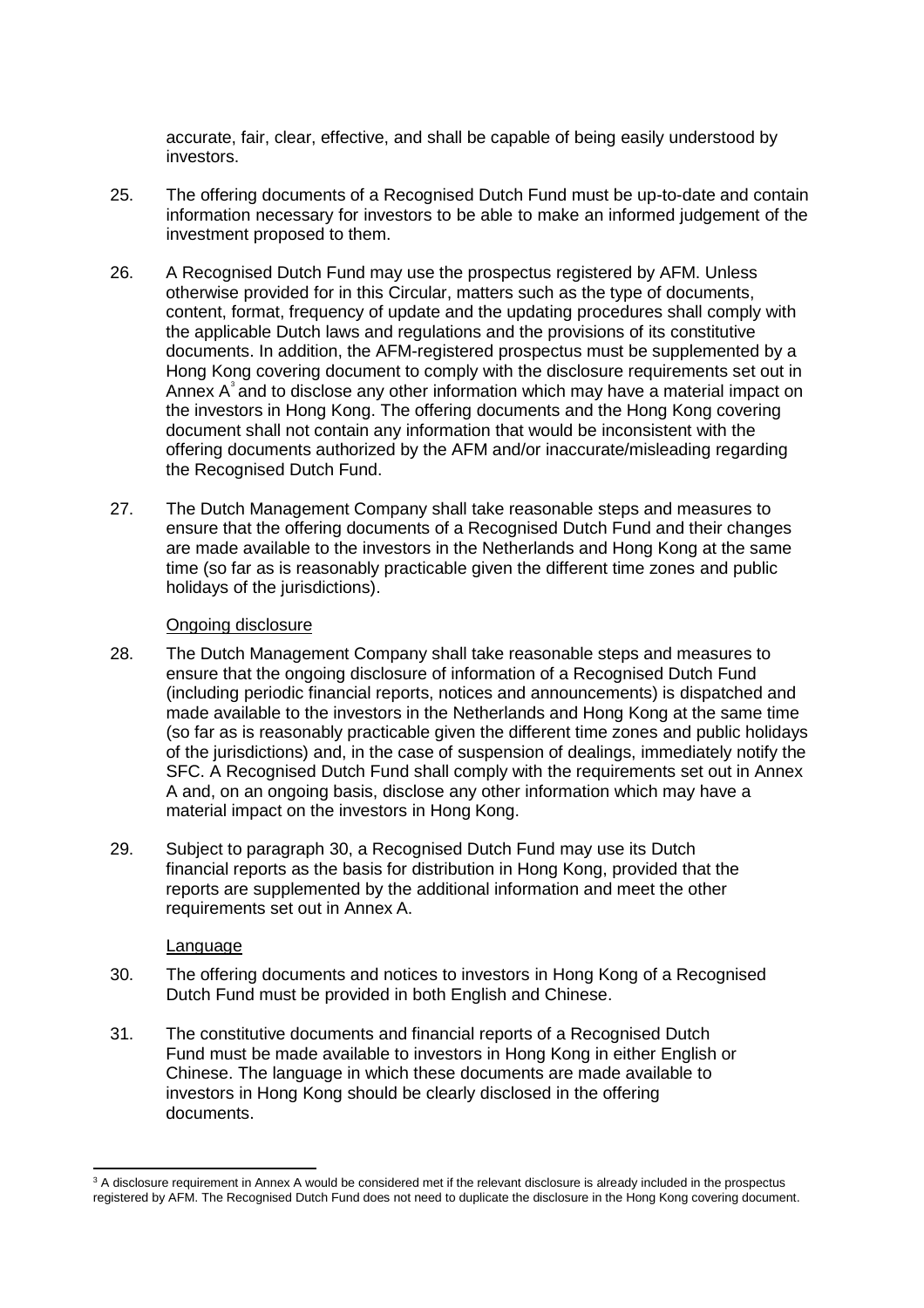accurate, fair, clear, effective, and shall be capable of being easily understood by investors.

25. The offering documents of a Recognised Dutch Fund must be up-to-date and contain information necessary for investors to be able to make an informed judgement of the investment proposed to them.

26. A Recognised Dutch Fund may use the prospectus registered by AFM. Unless otherwise provided for in this Circular, matters such as the type of documents, content, format, frequency of update and the updating procedures shall comply with the applicable Dutch laws and regulations and the provisions of its constitutive documents. In addition, the AFM-registered prospectus must be supplemented by a Hong Kong covering document to comply with the disclosure requirements set out in Annex A[3] and to disclose any other information which may have a material impact on the investors in Hong Kong. The offering documents and the Hong Kong covering document shall not contain any information that would be inconsistent with the offering documents authorized by the AFM and/or inaccurate/misleading regarding the Recognised Dutch Fund.

27. The Dutch Management Company shall take reasonable steps and measures to ensure that the offering documents of a Recognised Dutch Fund and their changes are made available to the investors in the Netherlands and Hong Kong at the same time (so far as is reasonably practicable given the different time zones and public holidays of the jurisdictions).

Ongoing disclosure

28. The Dutch Management Company shall take reasonable steps and measures to ensure that the ongoing disclosure of information of a Recognised Dutch Fund (including periodic financial reports, notices and announcements) is dispatched and made available to the investors in the Netherlands and Hong Kong at the same time (so far as is reasonably practicable given the different time zones and public holidays of the jurisdictions) and, in the case of suspension of dealings, immediately notify the SFC. A Recognised Dutch Fund shall comply with the requirements set out in Annex A and, on an ongoing basis, disclose any other information which may have a material impact on the investors in Hong Kong.

29. Subject to paragraph 30, a Recognised Dutch Fund may use its Dutch financial reports as the basis for distribution in Hong Kong, provided that the reports are supplemented by the additional information and meet the other requirements set out in Annex A.

Language

30. The offering documents and notices to investors in Hong Kong of a Recognised Dutch Fund must be provided in both English and Chinese.

31. The constitutive documents and financial reports of a Recognised Dutch Fund must be made available to investors in Hong Kong in either English or Chinese. The language in which these documents are made available to investors in Hong Kong should be clearly disclosed in the offering documents.

[3] A disclosure requirement in Annex A would be considered met if the relevant disclosure is already included in the prospectus registered by AFM. The Recognised Dutch Fund does not need to duplicate the disclosure in the Hong Kong covering document.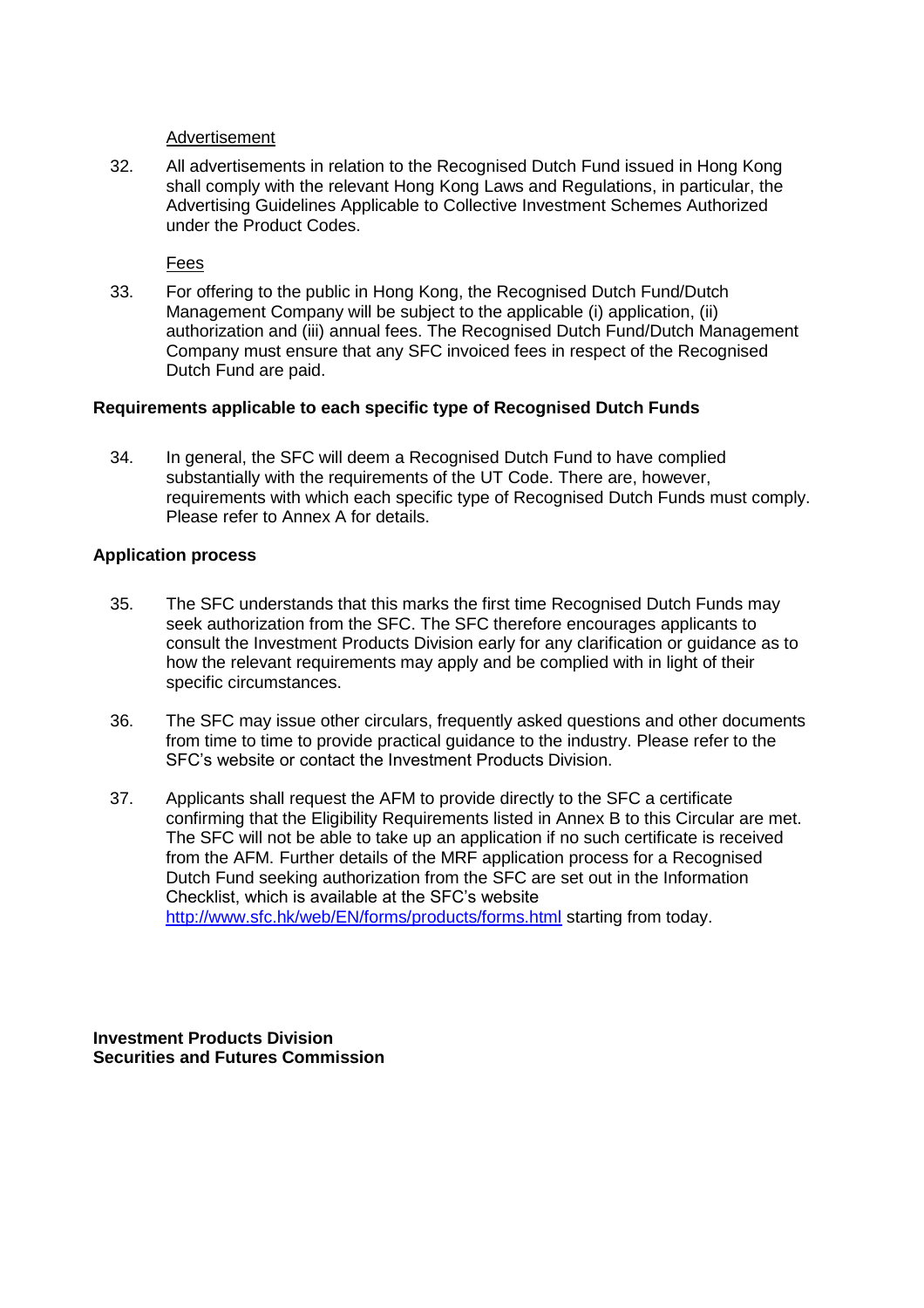Advertisement

32. All advertisements in relation to the Recognised Dutch Fund issued in Hong Kong shall comply with the relevant Hong Kong Laws and Regulations, in particular, the Advertising Guidelines Applicable to Collective Investment Schemes Authorized under the Product Codes.

Fees

33. For offering to the public in Hong Kong, the Recognised Dutch Fund/Dutch Management Company will be subject to the applicable (i) application, (ii) authorization and (iii) annual fees. The Recognised Dutch Fund/Dutch Management Company must ensure that any SFC invoiced fees in respect of the Recognised Dutch Fund are paid.

**Requirements applicable to each specific type of Recognised Dutch Funds**

34. In general, the SFC will deem a Recognised Dutch Fund to have complied substantially with the requirements of the UT Code. There are, however, requirements with which each specific type of Recognised Dutch Funds must comply. Please refer to Annex A for details.

**Application process**

35. The SFC understands that this marks the first time Recognised Dutch Funds may seek authorization from the SFC. The SFC therefore encourages applicants to consult the Investment Products Division early for any clarification or guidance as to how the relevant requirements may apply and be complied with in light of their specific circumstances.

36. The SFC may issue other circulars, frequently asked questions and other documents from time to time to provide practical guidance to the industry. Please refer to the SFC's website or contact the Investment Products Division.

37. Applicants shall request the AFM to provide directly to the SFC a certificate confirming that the Eligibility Requirements listed in Annex B to this Circular are met. The SFC will not be able to take up an application if no such certificate is received from the AFM. Further details of the MRF application process for a Recognised Dutch Fund seeking authorization from the SFC are set out in the Information Checklist, which is available at the SFC's website http://www.sfc.hk/web/EN/forms/products/forms.html starting from today.

**Investment Products Division**
**Securities and Futures Commission**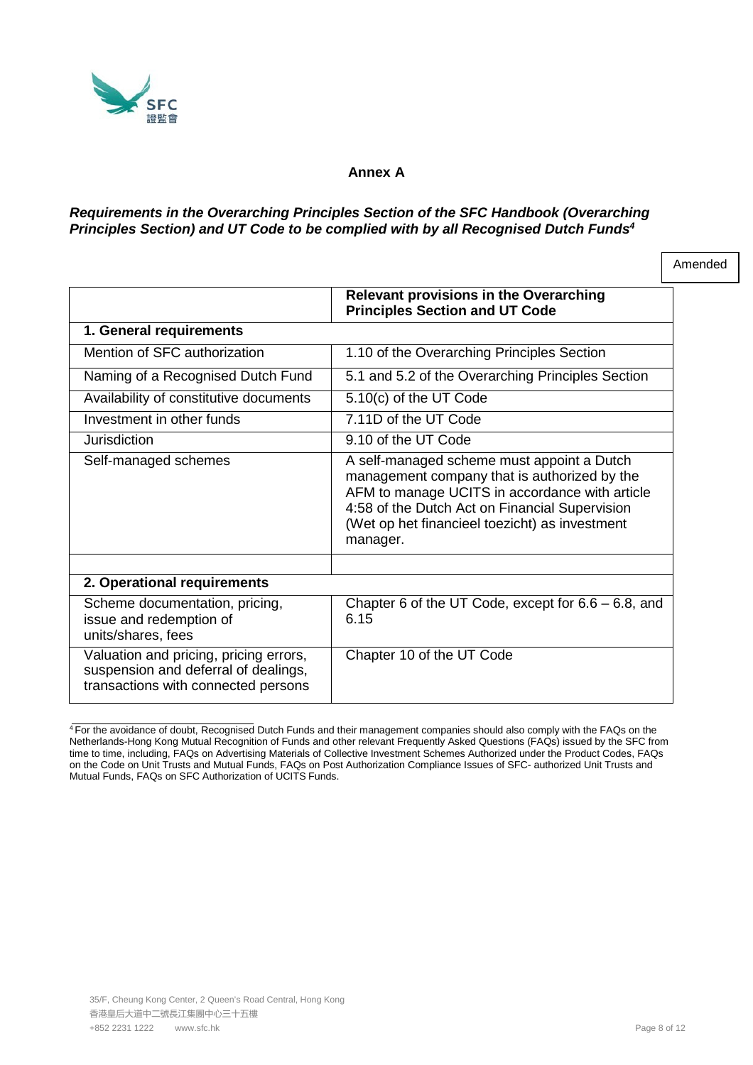## Annex A

***Requirements in the Overarching Principles Section of the SFC Handbook (Overarching Principles Section) and UT Code to be complied with by all Recognised Dutch Funds*[4]**

Amended

| | **Relevant provisions in the Overarching Principles Section and UT Code** |
|---|---|
| **1. General requirements** | |
| Mention of SFC authorization | 1.10 of the Overarching Principles Section |
| Naming of a Recognised Dutch Fund | 5.1 and 5.2 of the Overarching Principles Section |
| Availability of constitutive documents | 5.10(c) of the UT Code |
| Investment in other funds | 7.11D of the UT Code |
| Jurisdiction | 9.10 of the UT Code |
| Self-managed schemes | A self-managed scheme must appoint a Dutch management company that is authorized by the AFM to manage UCITS in accordance with article 4:58 of the Dutch Act on Financial Supervision (Wet op het financieel toezicht) as investment manager. |
| | |
| **2. Operational requirements** | |
| Scheme documentation, pricing, issue and redemption of units/shares, fees | Chapter 6 of the UT Code, except for 6.6 – 6.8, and 6.15 |
| Valuation and pricing, pricing errors, suspension and deferral of dealings, transactions with connected persons | Chapter 10 of the UT Code |

[4] For the avoidance of doubt, Recognised Dutch Funds and their management companies should also comply with the FAQs on the Netherlands-Hong Kong Mutual Recognition of Funds and other relevant Frequently Asked Questions (FAQs) issued by the SFC from time to time, including, FAQs on Advertising Materials of Collective Investment Schemes Authorized under the Product Codes, FAQs on the Code on Unit Trusts and Mutual Funds, FAQs on Post Authorization Compliance Issues of SFC- authorized Unit Trusts and Mutual Funds, FAQs on SFC Authorization of UCITS Funds.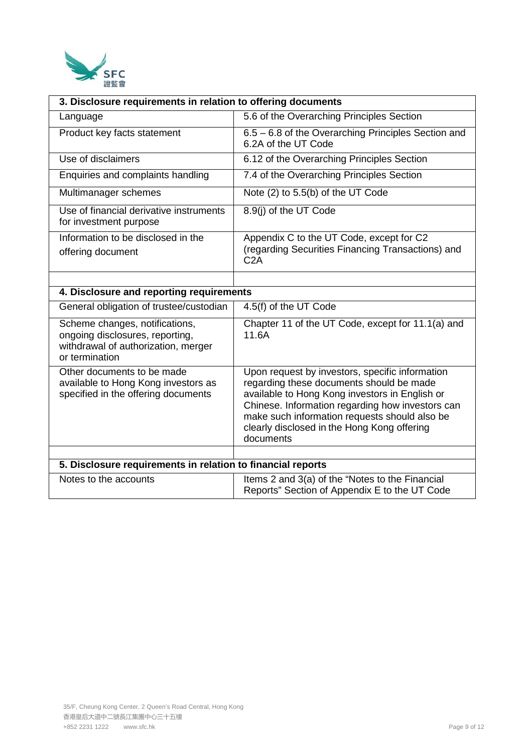| 3. Disclosure requirements in relation to offering documents | |
|---|---|
| Language | 5.6 of the Overarching Principles Section |
| Product key facts statement | 6.5 – 6.8 of the Overarching Principles Section and 6.2A of the UT Code |
| Use of disclaimers | 6.12 of the Overarching Principles Section |
| Enquiries and complaints handling | 7.4 of the Overarching Principles Section |
| Multimanager schemes | Note (2) to 5.5(b) of the UT Code |
| Use of financial derivative instruments for investment purpose | 8.9(j) of the UT Code |
| Information to be disclosed in the offering document | Appendix C to the UT Code, except for C2 (regarding Securities Financing Transactions) and C2A |
| | |
| **4. Disclosure and reporting requirements** | |
| General obligation of trustee/custodian | 4.5(f) of the UT Code |
| Scheme changes, notifications, ongoing disclosures, reporting, withdrawal of authorization, merger or termination | Chapter 11 of the UT Code, except for 11.1(a) and 11.6A |
| Other documents to be made available to Hong Kong investors as specified in the offering documents | Upon request by investors, specific information regarding these documents should be made available to Hong Kong investors in English or Chinese. Information regarding how investors can make such information requests should also be clearly disclosed in the Hong Kong offering documents |
| | |
| **5. Disclosure requirements in relation to financial reports** | |
| Notes to the accounts | Items 2 and 3(a) of the "Notes to the Financial Reports" Section of Appendix E to the UT Code |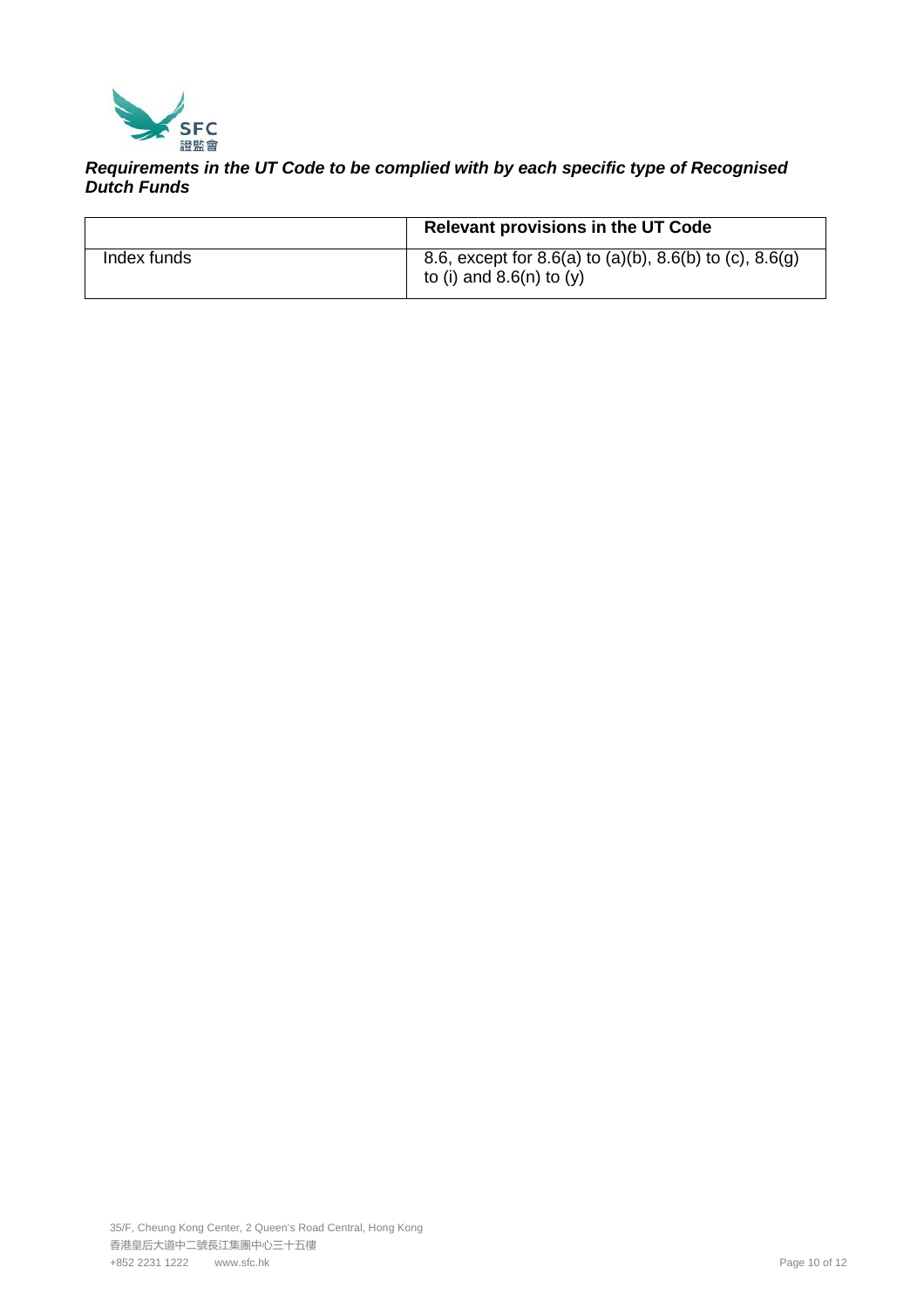***Requirements in the UT Code to be complied with by each specific type of Recognised Dutch Funds***

| | **Relevant provisions in the UT Code** |
|---|---|
| Index funds | 8.6, except for 8.6(a) to (a)(b), 8.6(b) to (c), 8.6(g) to (i) and 8.6(n) to (y) |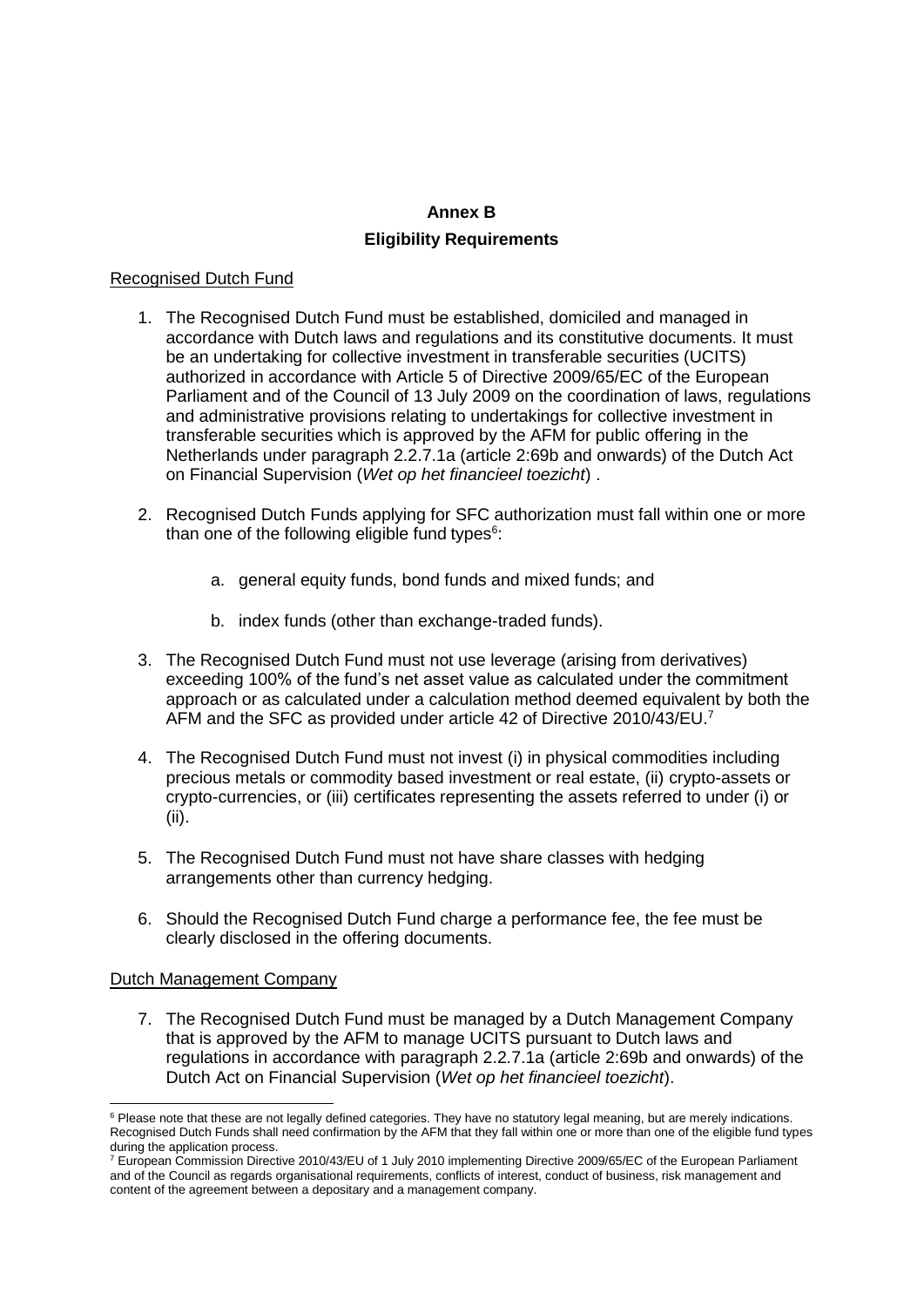# Annex B

## Eligibility Requirements

Recognised Dutch Fund

1. The Recognised Dutch Fund must be established, domiciled and managed in accordance with Dutch laws and regulations and its constitutive documents. It must be an undertaking for collective investment in transferable securities (UCITS) authorized in accordance with Article 5 of Directive 2009/65/EC of the European Parliament and of the Council of 13 July 2009 on the coordination of laws, regulations and administrative provisions relating to undertakings for collective investment in transferable securities which is approved by the AFM for public offering in the Netherlands under paragraph 2.2.7.1a (article 2:69b and onwards) of the Dutch Act on Financial Supervision (*Wet op het financieel toezicht*) .

2. Recognised Dutch Funds applying for SFC authorization must fall within one or more than one of the following eligible fund types[6]:

   a. general equity funds, bond funds and mixed funds; and

   b. index funds (other than exchange-traded funds).

3. The Recognised Dutch Fund must not use leverage (arising from derivatives) exceeding 100% of the fund's net asset value as calculated under the commitment approach or as calculated under a calculation method deemed equivalent by both the AFM and the SFC as provided under article 42 of Directive 2010/43/EU.[7]

4. The Recognised Dutch Fund must not invest (i) in physical commodities including precious metals or commodity based investment or real estate, (ii) crypto-assets or crypto-currencies, or (iii) certificates representing the assets referred to under (i) or (ii).

5. The Recognised Dutch Fund must not have share classes with hedging arrangements other than currency hedging.

6. Should the Recognised Dutch Fund charge a performance fee, the fee must be clearly disclosed in the offering documents.

Dutch Management Company

7. The Recognised Dutch Fund must be managed by a Dutch Management Company that is approved by the AFM to manage UCITS pursuant to Dutch laws and regulations in accordance with paragraph 2.2.7.1a (article 2:69b and onwards) of the Dutch Act on Financial Supervision (*Wet op het financieel toezicht*).

---

[6] Please note that these are not legally defined categories. They have no statutory legal meaning, but are merely indications. Recognised Dutch Funds shall need confirmation by the AFM that they fall within one or more than one of the eligible fund types during the application process.

[7] European Commission Directive 2010/43/EU of 1 July 2010 implementing Directive 2009/65/EC of the European Parliament and of the Council as regards organisational requirements, conflicts of interest, conduct of business, risk management and content of the agreement between a depositary and a management company.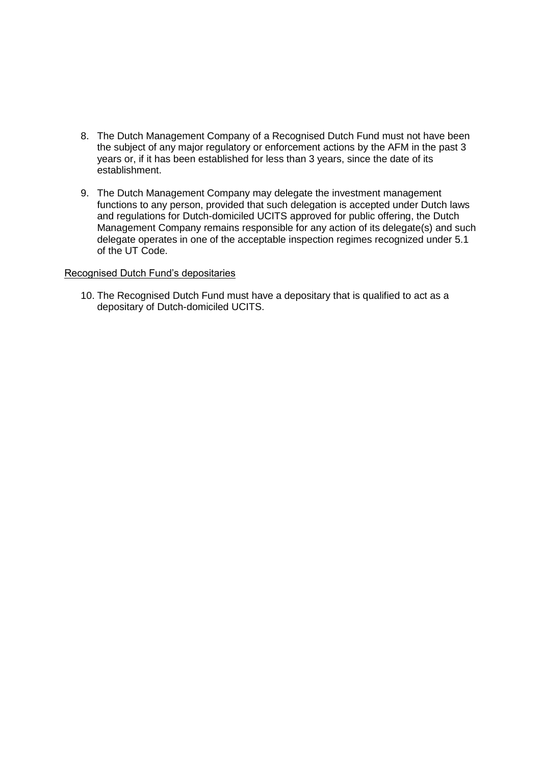8. The Dutch Management Company of a Recognised Dutch Fund must not have been the subject of any major regulatory or enforcement actions by the AFM in the past 3 years or, if it has been established for less than 3 years, since the date of its establishment.

9. The Dutch Management Company may delegate the investment management functions to any person, provided that such delegation is accepted under Dutch laws and regulations for Dutch-domiciled UCITS approved for public offering, the Dutch Management Company remains responsible for any action of its delegate(s) and such delegate operates in one of the acceptable inspection regimes recognized under 5.1 of the UT Code.

<u>Recognised Dutch Fund's depositaries</u>

10. The Recognised Dutch Fund must have a depositary that is qualified to act as a depositary of Dutch-domiciled UCITS.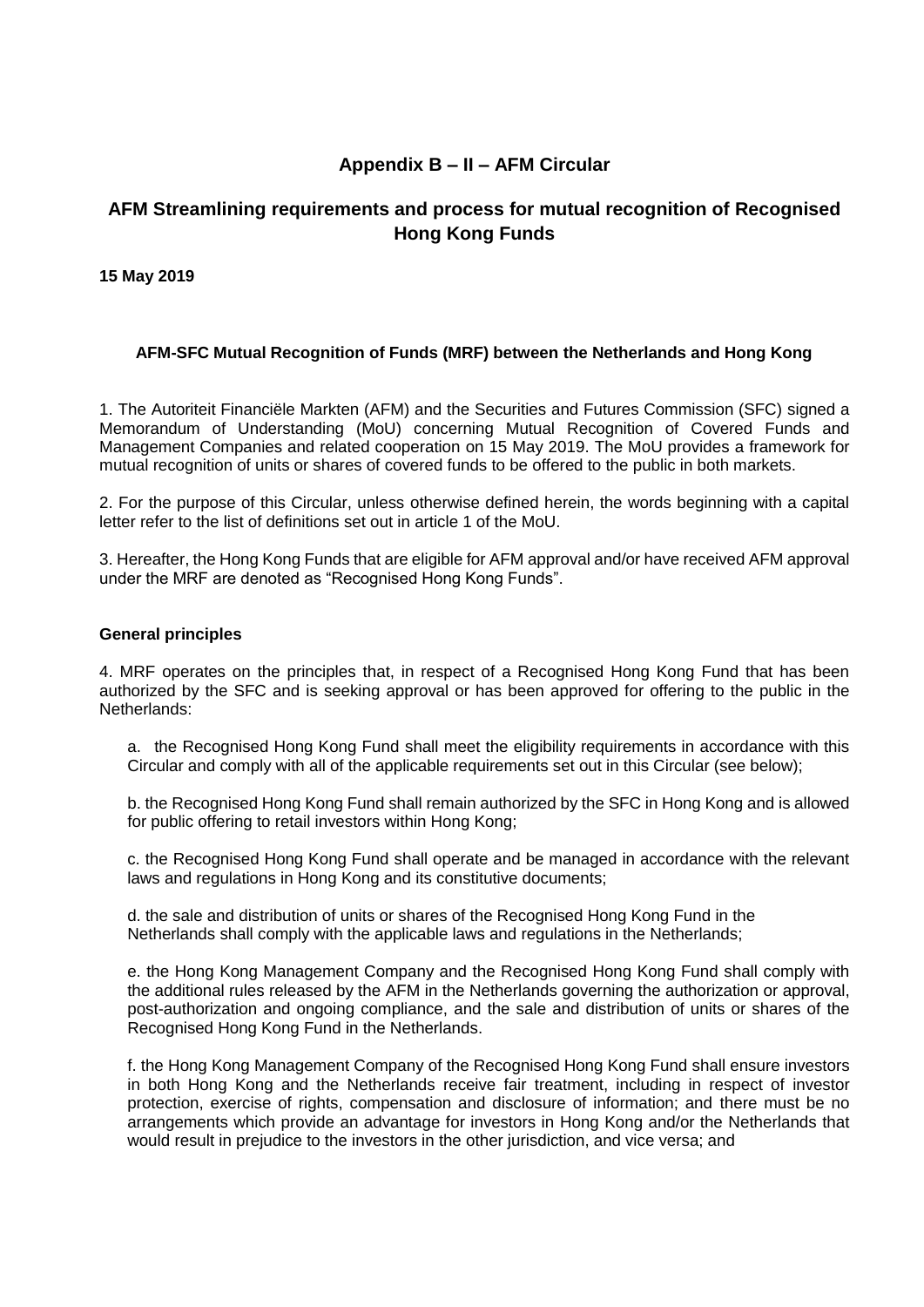# Appendix B – II – AFM Circular

## AFM Streamlining requirements and process for mutual recognition of Recognised Hong Kong Funds

**15 May 2019**

### AFM-SFC Mutual Recognition of Funds (MRF) between the Netherlands and Hong Kong

1. The Autoriteit Financiële Markten (AFM) and the Securities and Futures Commission (SFC) signed a Memorandum of Understanding (MoU) concerning Mutual Recognition of Covered Funds and Management Companies and related cooperation on 15 May 2019. The MoU provides a framework for mutual recognition of units or shares of covered funds to be offered to the public in both markets.

2. For the purpose of this Circular, unless otherwise defined herein, the words beginning with a capital letter refer to the list of definitions set out in article 1 of the MoU.

3. Hereafter, the Hong Kong Funds that are eligible for AFM approval and/or have received AFM approval under the MRF are denoted as "Recognised Hong Kong Funds".

### General principles

4. MRF operates on the principles that, in respect of a Recognised Hong Kong Fund that has been authorized by the SFC and is seeking approval or has been approved for offering to the public in the Netherlands:

   a. the Recognised Hong Kong Fund shall meet the eligibility requirements in accordance with this Circular and comply with all of the applicable requirements set out in this Circular (see below);

   b. the Recognised Hong Kong Fund shall remain authorized by the SFC in Hong Kong and is allowed for public offering to retail investors within Hong Kong;

   c. the Recognised Hong Kong Fund shall operate and be managed in accordance with the relevant laws and regulations in Hong Kong and its constitutive documents;

   d. the sale and distribution of units or shares of the Recognised Hong Kong Fund in the Netherlands shall comply with the applicable laws and regulations in the Netherlands;

   e. the Hong Kong Management Company and the Recognised Hong Kong Fund shall comply with the additional rules released by the AFM in the Netherlands governing the authorization or approval, post-authorization and ongoing compliance, and the sale and distribution of units or shares of the Recognised Hong Kong Fund in the Netherlands.

   f. the Hong Kong Management Company of the Recognised Hong Kong Fund shall ensure investors in both Hong Kong and the Netherlands receive fair treatment, including in respect of investor protection, exercise of rights, compensation and disclosure of information; and there must be no arrangements which provide an advantage for investors in Hong Kong and/or the Netherlands that would result in prejudice to the investors in the other jurisdiction, and vice versa; and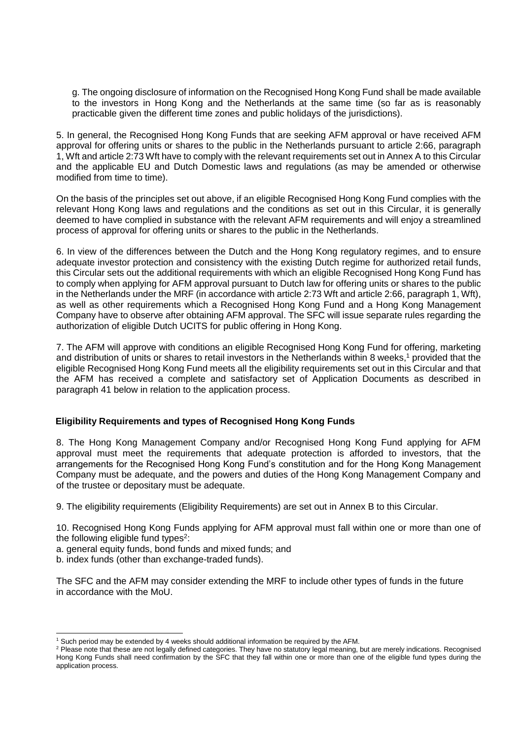g. The ongoing disclosure of information on the Recognised Hong Kong Fund shall be made available to the investors in Hong Kong and the Netherlands at the same time (so far as is reasonably practicable given the different time zones and public holidays of the jurisdictions).

5. In general, the Recognised Hong Kong Funds that are seeking AFM approval or have received AFM approval for offering units or shares to the public in the Netherlands pursuant to article 2:66, paragraph 1, Wft and article 2:73 Wft have to comply with the relevant requirements set out in Annex A to this Circular and the applicable EU and Dutch Domestic laws and regulations (as may be amended or otherwise modified from time to time).

On the basis of the principles set out above, if an eligible Recognised Hong Kong Fund complies with the relevant Hong Kong laws and regulations and the conditions as set out in this Circular, it is generally deemed to have complied in substance with the relevant AFM requirements and will enjoy a streamlined process of approval for offering units or shares to the public in the Netherlands.

6. In view of the differences between the Dutch and the Hong Kong regulatory regimes, and to ensure adequate investor protection and consistency with the existing Dutch regime for authorized retail funds, this Circular sets out the additional requirements with which an eligible Recognised Hong Kong Fund has to comply when applying for AFM approval pursuant to Dutch law for offering units or shares to the public in the Netherlands under the MRF (in accordance with article 2:73 Wft and article 2:66, paragraph 1, Wft), as well as other requirements which a Recognised Hong Kong Fund and a Hong Kong Management Company have to observe after obtaining AFM approval. The SFC will issue separate rules regarding the authorization of eligible Dutch UCITS for public offering in Hong Kong.

7. The AFM will approve with conditions an eligible Recognised Hong Kong Fund for offering, marketing and distribution of units or shares to retail investors in the Netherlands within 8 weeks,[1] provided that the eligible Recognised Hong Kong Fund meets all the eligibility requirements set out in this Circular and that the AFM has received a complete and satisfactory set of Application Documents as described in paragraph 41 below in relation to the application process.

**Eligibility Requirements and types of Recognised Hong Kong Funds**

8. The Hong Kong Management Company and/or Recognised Hong Kong Fund applying for AFM approval must meet the requirements that adequate protection is afforded to investors, that the arrangements for the Recognised Hong Kong Fund's constitution and for the Hong Kong Management Company must be adequate, and the powers and duties of the Hong Kong Management Company and of the trustee or depositary must be adequate.

9. The eligibility requirements (Eligibility Requirements) are set out in Annex B to this Circular.

10. Recognised Hong Kong Funds applying for AFM approval must fall within one or more than one of the following eligible fund types[2]:

a. general equity funds, bond funds and mixed funds; and

b. index funds (other than exchange-traded funds).

The SFC and the AFM may consider extending the MRF to include other types of funds in the future in accordance with the MoU.

[1] Such period may be extended by 4 weeks should additional information be required by the AFM.

[2] Please note that these are not legally defined categories. They have no statutory legal meaning, but are merely indications. Recognised Hong Kong Funds shall need confirmation by the SFC that they fall within one or more than one of the eligible fund types during the application process.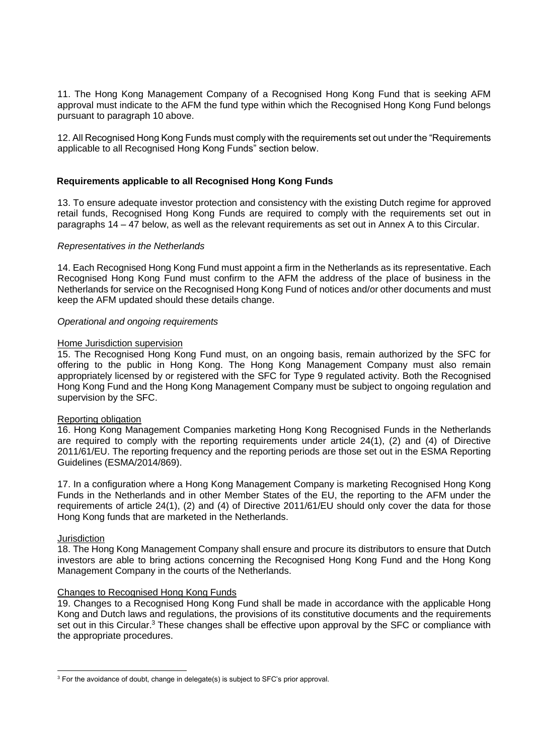11. The Hong Kong Management Company of a Recognised Hong Kong Fund that is seeking AFM approval must indicate to the AFM the fund type within which the Recognised Hong Kong Fund belongs pursuant to paragraph 10 above.

12. All Recognised Hong Kong Funds must comply with the requirements set out under the "Requirements applicable to all Recognised Hong Kong Funds" section below.

### Requirements applicable to all Recognised Hong Kong Funds

13. To ensure adequate investor protection and consistency with the existing Dutch regime for approved retail funds, Recognised Hong Kong Funds are required to comply with the requirements set out in paragraphs 14 – 47 below, as well as the relevant requirements as set out in Annex A to this Circular.

*Representatives in the Netherlands*

14. Each Recognised Hong Kong Fund must appoint a firm in the Netherlands as its representative. Each Recognised Hong Kong Fund must confirm to the AFM the address of the place of business in the Netherlands for service on the Recognised Hong Kong Fund of notices and/or other documents and must keep the AFM updated should these details change.

*Operational and ongoing requirements*

<u>Home Jurisdiction supervision</u>

15. The Recognised Hong Kong Fund must, on an ongoing basis, remain authorized by the SFC for offering to the public in Hong Kong. The Hong Kong Management Company must also remain appropriately licensed by or registered with the SFC for Type 9 regulated activity. Both the Recognised Hong Kong Fund and the Hong Kong Management Company must be subject to ongoing regulation and supervision by the SFC.

<u>Reporting obligation</u>

16. Hong Kong Management Companies marketing Hong Kong Recognised Funds in the Netherlands are required to comply with the reporting requirements under article 24(1), (2) and (4) of Directive 2011/61/EU. The reporting frequency and the reporting periods are those set out in the ESMA Reporting Guidelines (ESMA/2014/869).

17. In a configuration where a Hong Kong Management Company is marketing Recognised Hong Kong Funds in the Netherlands and in other Member States of the EU, the reporting to the AFM under the requirements of article 24(1), (2) and (4) of Directive 2011/61/EU should only cover the data for those Hong Kong funds that are marketed in the Netherlands.

<u>Jurisdiction</u>

18. The Hong Kong Management Company shall ensure and procure its distributors to ensure that Dutch investors are able to bring actions concerning the Recognised Hong Kong Fund and the Hong Kong Management Company in the courts of the Netherlands.

<u>Changes to Recognised Hong Kong Funds</u>

19. Changes to a Recognised Hong Kong Fund shall be made in accordance with the applicable Hong Kong and Dutch laws and regulations, the provisions of its constitutive documents and the requirements set out in this Circular.[3] These changes shall be effective upon approval by the SFC or compliance with the appropriate procedures.

---

[3] For the avoidance of doubt, change in delegate(s) is subject to SFC's prior approval.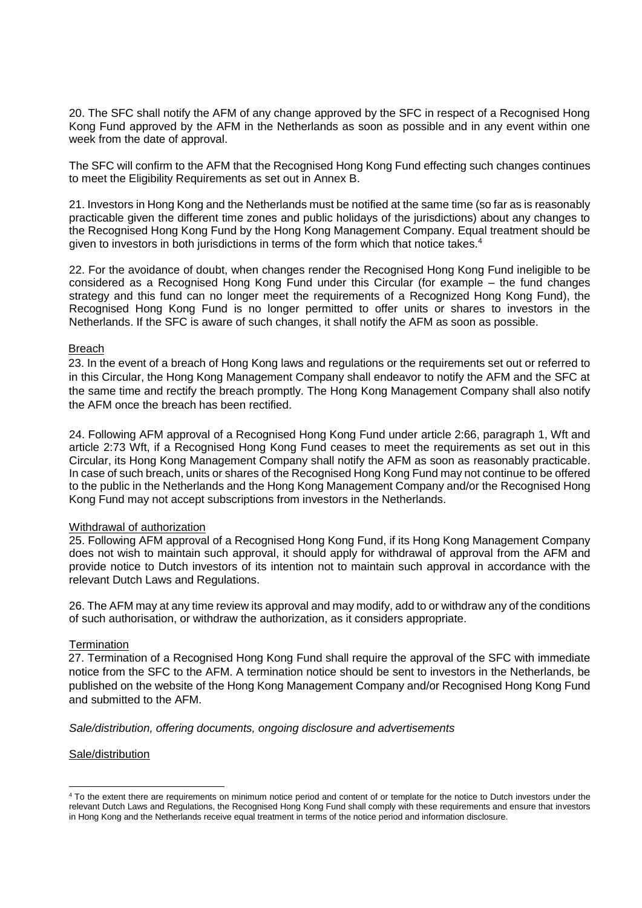20. The SFC shall notify the AFM of any change approved by the SFC in respect of a Recognised Hong Kong Fund approved by the AFM in the Netherlands as soon as possible and in any event within one week from the date of approval.

The SFC will confirm to the AFM that the Recognised Hong Kong Fund effecting such changes continues to meet the Eligibility Requirements as set out in Annex B.

21. Investors in Hong Kong and the Netherlands must be notified at the same time (so far as is reasonably practicable given the different time zones and public holidays of the jurisdictions) about any changes to the Recognised Hong Kong Fund by the Hong Kong Management Company. Equal treatment should be given to investors in both jurisdictions in terms of the form which that notice takes.[4]

22. For the avoidance of doubt, when changes render the Recognised Hong Kong Fund ineligible to be considered as a Recognised Hong Kong Fund under this Circular (for example – the fund changes strategy and this fund can no longer meet the requirements of a Recognized Hong Kong Fund), the Recognised Hong Kong Fund is no longer permitted to offer units or shares to investors in the Netherlands. If the SFC is aware of such changes, it shall notify the AFM as soon as possible.

<u>Breach</u>

23. In the event of a breach of Hong Kong laws and regulations or the requirements set out or referred to in this Circular, the Hong Kong Management Company shall endeavor to notify the AFM and the SFC at the same time and rectify the breach promptly. The Hong Kong Management Company shall also notify the AFM once the breach has been rectified.

24. Following AFM approval of a Recognised Hong Kong Fund under article 2:66, paragraph 1, Wft and article 2:73 Wft, if a Recognised Hong Kong Fund ceases to meet the requirements as set out in this Circular, its Hong Kong Management Company shall notify the AFM as soon as reasonably practicable. In case of such breach, units or shares of the Recognised Hong Kong Fund may not continue to be offered to the public in the Netherlands and the Hong Kong Management Company and/or the Recognised Hong Kong Fund may not accept subscriptions from investors in the Netherlands.

<u>Withdrawal of authorization</u>

25. Following AFM approval of a Recognised Hong Kong Fund, if its Hong Kong Management Company does not wish to maintain such approval, it should apply for withdrawal of approval from the AFM and provide notice to Dutch investors of its intention not to maintain such approval in accordance with the relevant Dutch Laws and Regulations.

26. The AFM may at any time review its approval and may modify, add to or withdraw any of the conditions of such authorisation, or withdraw the authorization, as it considers appropriate.

<u>Termination</u>

27. Termination of a Recognised Hong Kong Fund shall require the approval of the SFC with immediate notice from the SFC to the AFM. A termination notice should be sent to investors in the Netherlands, be published on the website of the Hong Kong Management Company and/or Recognised Hong Kong Fund and submitted to the AFM.

*Sale/distribution, offering documents, ongoing disclosure and advertisements*

<u>Sale/distribution</u>

[4] To the extent there are requirements on minimum notice period and content of or template for the notice to Dutch investors under the relevant Dutch Laws and Regulations, the Recognised Hong Kong Fund shall comply with these requirements and ensure that investors in Hong Kong and the Netherlands receive equal treatment in terms of the notice period and information disclosure.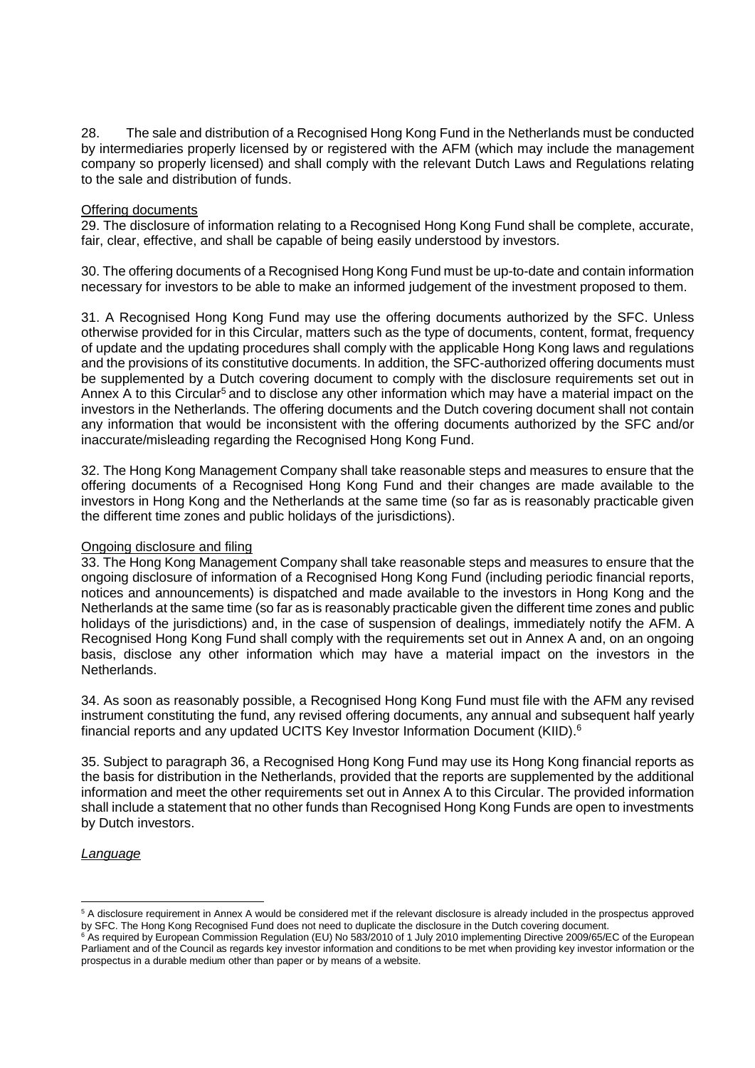28. The sale and distribution of a Recognised Hong Kong Fund in the Netherlands must be conducted by intermediaries properly licensed by or registered with the AFM (which may include the management company so properly licensed) and shall comply with the relevant Dutch Laws and Regulations relating to the sale and distribution of funds.

Offering documents

29. The disclosure of information relating to a Recognised Hong Kong Fund shall be complete, accurate, fair, clear, effective, and shall be capable of being easily understood by investors.

30. The offering documents of a Recognised Hong Kong Fund must be up-to-date and contain information necessary for investors to be able to make an informed judgement of the investment proposed to them.

31. A Recognised Hong Kong Fund may use the offering documents authorized by the SFC. Unless otherwise provided for in this Circular, matters such as the type of documents, content, format, frequency of update and the updating procedures shall comply with the applicable Hong Kong laws and regulations and the provisions of its constitutive documents. In addition, the SFC-authorized offering documents must be supplemented by a Dutch covering document to comply with the disclosure requirements set out in Annex A to this Circular[5] and to disclose any other information which may have a material impact on the investors in the Netherlands. The offering documents and the Dutch covering document shall not contain any information that would be inconsistent with the offering documents authorized by the SFC and/or inaccurate/misleading regarding the Recognised Hong Kong Fund.

32. The Hong Kong Management Company shall take reasonable steps and measures to ensure that the offering documents of a Recognised Hong Kong Fund and their changes are made available to the investors in Hong Kong and the Netherlands at the same time (so far as is reasonably practicable given the different time zones and public holidays of the jurisdictions).

Ongoing disclosure and filing

33. The Hong Kong Management Company shall take reasonable steps and measures to ensure that the ongoing disclosure of information of a Recognised Hong Kong Fund (including periodic financial reports, notices and announcements) is dispatched and made available to the investors in Hong Kong and the Netherlands at the same time (so far as is reasonably practicable given the different time zones and public holidays of the jurisdictions) and, in the case of suspension of dealings, immediately notify the AFM. A Recognised Hong Kong Fund shall comply with the requirements set out in Annex A and, on an ongoing basis, disclose any other information which may have a material impact on the investors in the Netherlands.

34. As soon as reasonably possible, a Recognised Hong Kong Fund must file with the AFM any revised instrument constituting the fund, any revised offering documents, any annual and subsequent half yearly financial reports and any updated UCITS Key Investor Information Document (KIID).[6]

35. Subject to paragraph 36, a Recognised Hong Kong Fund may use its Hong Kong financial reports as the basis for distribution in the Netherlands, provided that the reports are supplemented by the additional information and meet the other requirements set out in Annex A to this Circular. The provided information shall include a statement that no other funds than Recognised Hong Kong Funds are open to investments by Dutch investors.

*Language*

---

[5] A disclosure requirement in Annex A would be considered met if the relevant disclosure is already included in the prospectus approved by SFC. The Hong Kong Recognised Fund does not need to duplicate the disclosure in the Dutch covering document.

[6] As required by European Commission Regulation (EU) No 583/2010 of 1 July 2010 implementing Directive 2009/65/EC of the European Parliament and of the Council as regards key investor information and conditions to be met when providing key investor information or the prospectus in a durable medium other than paper or by means of a website.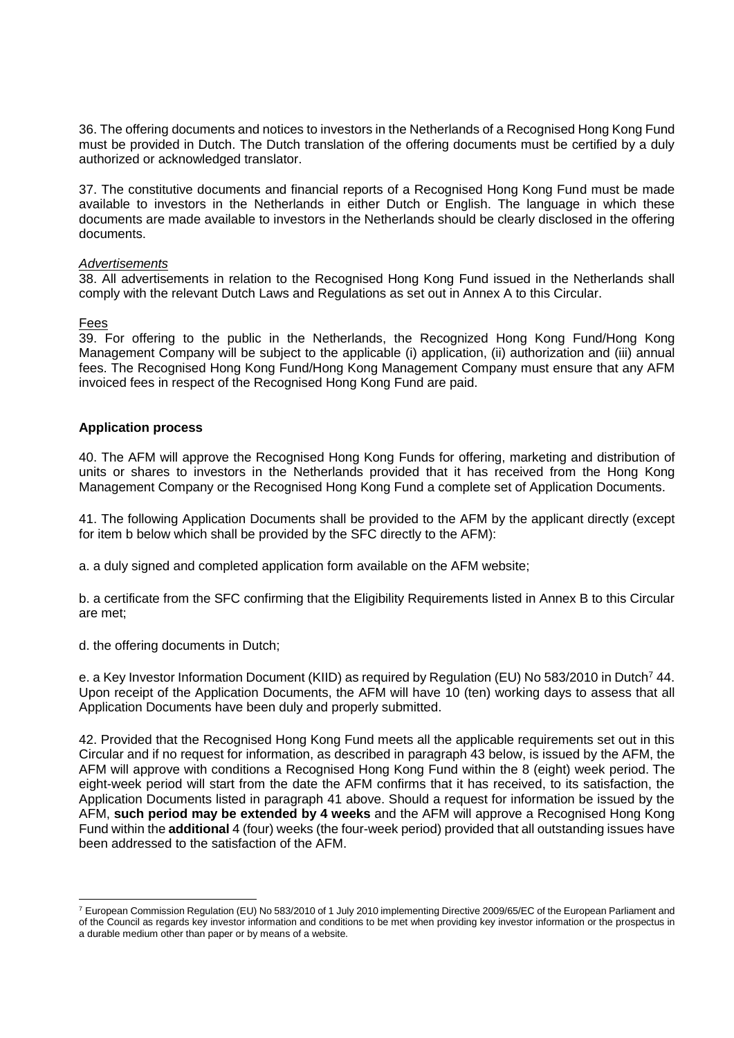36. The offering documents and notices to investors in the Netherlands of a Recognised Hong Kong Fund must be provided in Dutch. The Dutch translation of the offering documents must be certified by a duly authorized or acknowledged translator.

37. The constitutive documents and financial reports of a Recognised Hong Kong Fund must be made available to investors in the Netherlands in either Dutch or English. The language in which these documents are made available to investors in the Netherlands should be clearly disclosed in the offering documents.

*Advertisements*

38. All advertisements in relation to the Recognised Hong Kong Fund issued in the Netherlands shall comply with the relevant Dutch Laws and Regulations as set out in Annex A to this Circular.

Fees

39. For offering to the public in the Netherlands, the Recognized Hong Kong Fund/Hong Kong Management Company will be subject to the applicable (i) application, (ii) authorization and (iii) annual fees. The Recognised Hong Kong Fund/Hong Kong Management Company must ensure that any AFM invoiced fees in respect of the Recognised Hong Kong Fund are paid.

**Application process**

40. The AFM will approve the Recognised Hong Kong Funds for offering, marketing and distribution of units or shares to investors in the Netherlands provided that it has received from the Hong Kong Management Company or the Recognised Hong Kong Fund a complete set of Application Documents.

41. The following Application Documents shall be provided to the AFM by the applicant directly (except for item b below which shall be provided by the SFC directly to the AFM):

a. a duly signed and completed application form available on the AFM website;

b. a certificate from the SFC confirming that the Eligibility Requirements listed in Annex B to this Circular are met;

d. the offering documents in Dutch;

e. a Key Investor Information Document (KIID) as required by Regulation (EU) No 583/2010 in Dutch[7] 44. Upon receipt of the Application Documents, the AFM will have 10 (ten) working days to assess that all Application Documents have been duly and properly submitted.

42. Provided that the Recognised Hong Kong Fund meets all the applicable requirements set out in this Circular and if no request for information, as described in paragraph 43 below, is issued by the AFM, the AFM will approve with conditions a Recognised Hong Kong Fund within the 8 (eight) week period. The eight-week period will start from the date the AFM confirms that it has received, to its satisfaction, the Application Documents listed in paragraph 41 above. Should a request for information be issued by the AFM, **such period may be extended by 4 weeks** and the AFM will approve a Recognised Hong Kong Fund within the **additional** 4 (four) weeks (the four-week period) provided that all outstanding issues have been addressed to the satisfaction of the AFM.

---

[7] European Commission Regulation (EU) No 583/2010 of 1 July 2010 implementing Directive 2009/65/EC of the European Parliament and of the Council as regards key investor information and conditions to be met when providing key investor information or the prospectus in a durable medium other than paper or by means of a website.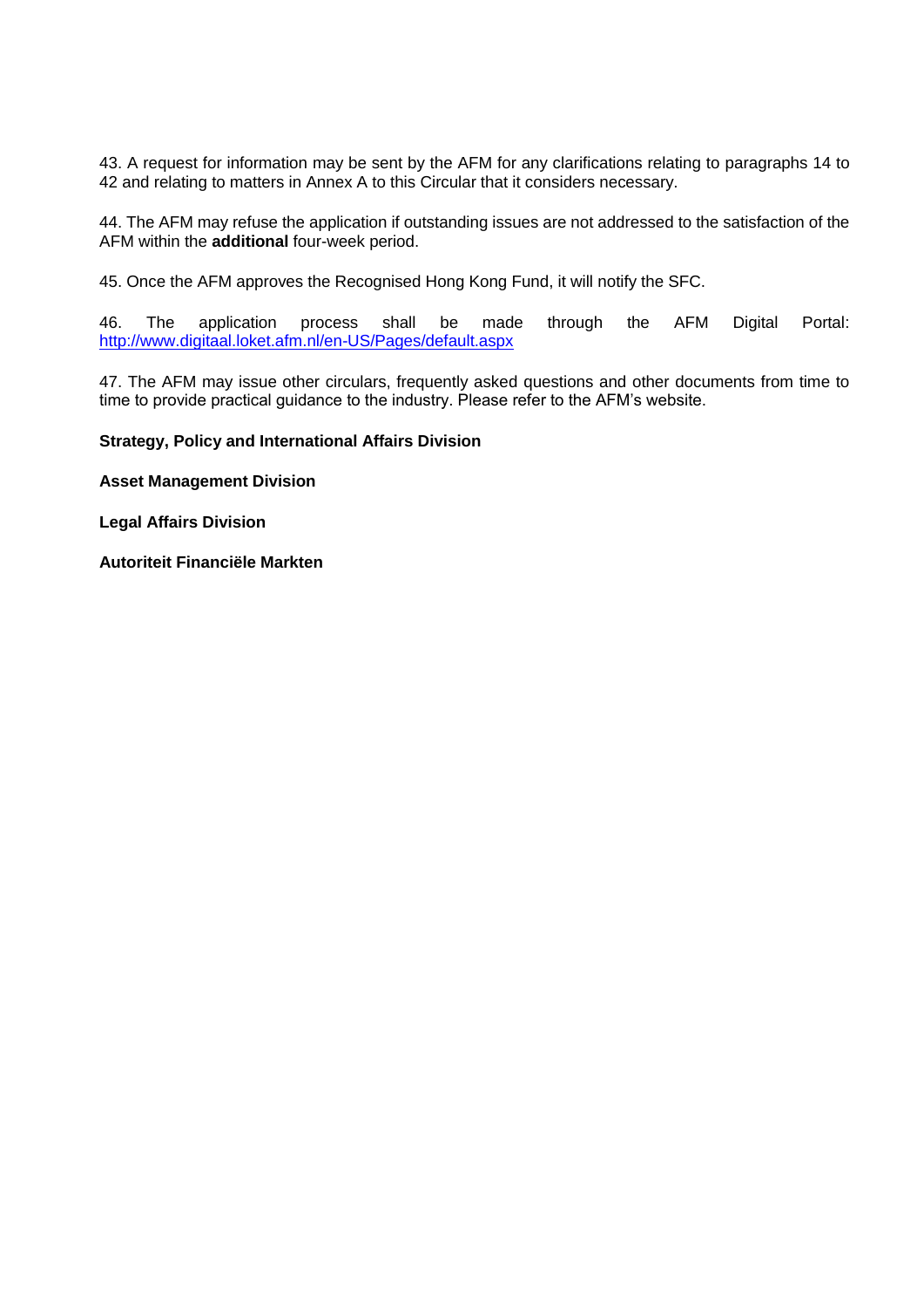43. A request for information may be sent by the AFM for any clarifications relating to paragraphs 14 to 42 and relating to matters in Annex A to this Circular that it considers necessary.

44. The AFM may refuse the application if outstanding issues are not addressed to the satisfaction of the AFM within the **additional** four-week period.

45. Once the AFM approves the Recognised Hong Kong Fund, it will notify the SFC.

46. The application process shall be made through the AFM Digital Portal: [http://www.digitaal.loket.afm.nl/en-US/Pages/default.aspx](http://www.digitaal.loket.afm.nl/en-US/Pages/default.aspx)

47. The AFM may issue other circulars, frequently asked questions and other documents from time to time to provide practical guidance to the industry. Please refer to the AFM's website.

**Strategy, Policy and International Affairs Division**

**Asset Management Division**

**Legal Affairs Division**

**Autoriteit Financiële Markten**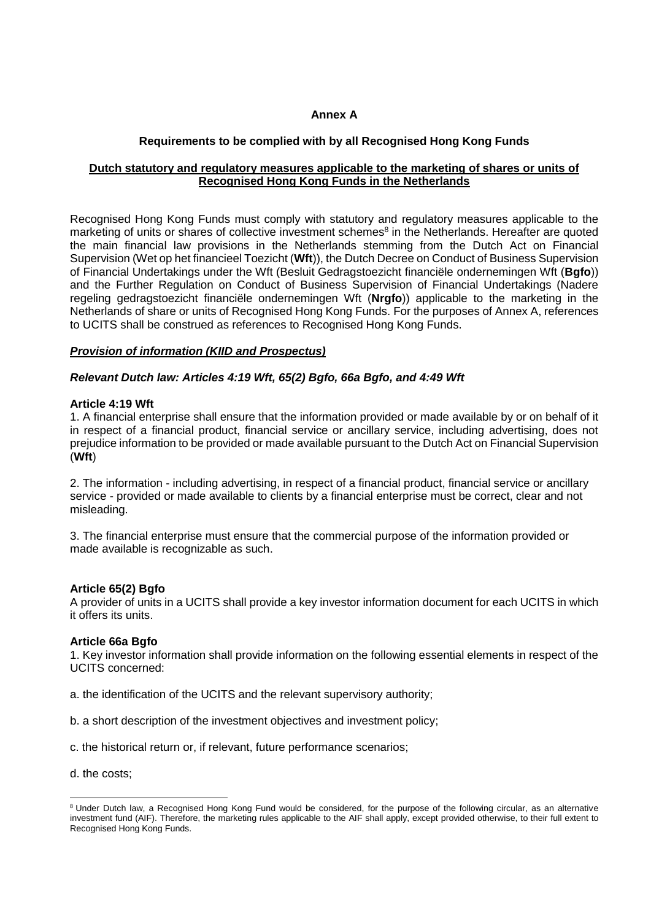**Annex A**

**Requirements to be complied with by all Recognised Hong Kong Funds**

**Dutch statutory and regulatory measures applicable to the marketing of shares or units of Recognised Hong Kong Funds in the Netherlands**

Recognised Hong Kong Funds must comply with statutory and regulatory measures applicable to the marketing of units or shares of collective investment schemes[8] in the Netherlands. Hereafter are quoted the main financial law provisions in the Netherlands stemming from the Dutch Act on Financial Supervision (Wet op het financieel Toezicht (**Wft**)), the Dutch Decree on Conduct of Business Supervision of Financial Undertakings under the Wft (Besluit Gedragstoezicht financiële ondernemingen Wft (**Bgfo**)) and the Further Regulation on Conduct of Business Supervision of Financial Undertakings (Nadere regeling gedragstoezicht financiële ondernemingen Wft (**Nrgfo**)) applicable to the marketing in the Netherlands of share or units of Recognised Hong Kong Funds. For the purposes of Annex A, references to UCITS shall be construed as references to Recognised Hong Kong Funds.

***Provision of information (KIID and Prospectus)***

***Relevant Dutch law: Articles 4:19 Wft, 65(2) Bgfo, 66a Bgfo, and 4:49 Wft***

**Article 4:19 Wft**

1. A financial enterprise shall ensure that the information provided or made available by or on behalf of it in respect of a financial product, financial service or ancillary service, including advertising, does not prejudice information to be provided or made available pursuant to the Dutch Act on Financial Supervision (**Wft**)

2. The information - including advertising, in respect of a financial product, financial service or ancillary service - provided or made available to clients by a financial enterprise must be correct, clear and not misleading.

3. The financial enterprise must ensure that the commercial purpose of the information provided or made available is recognizable as such.

**Article 65(2) Bgfo**

A provider of units in a UCITS shall provide a key investor information document for each UCITS in which it offers its units.

**Article 66a Bgfo**

1. Key investor information shall provide information on the following essential elements in respect of the UCITS concerned:

a. the identification of the UCITS and the relevant supervisory authority;

b. a short description of the investment objectives and investment policy;

c. the historical return or, if relevant, future performance scenarios;

d. the costs;

[8] Under Dutch law, a Recognised Hong Kong Fund would be considered, for the purpose of the following circular, as an alternative investment fund (AIF). Therefore, the marketing rules applicable to the AIF shall apply, except provided otherwise, to their full extent to Recognised Hong Kong Funds.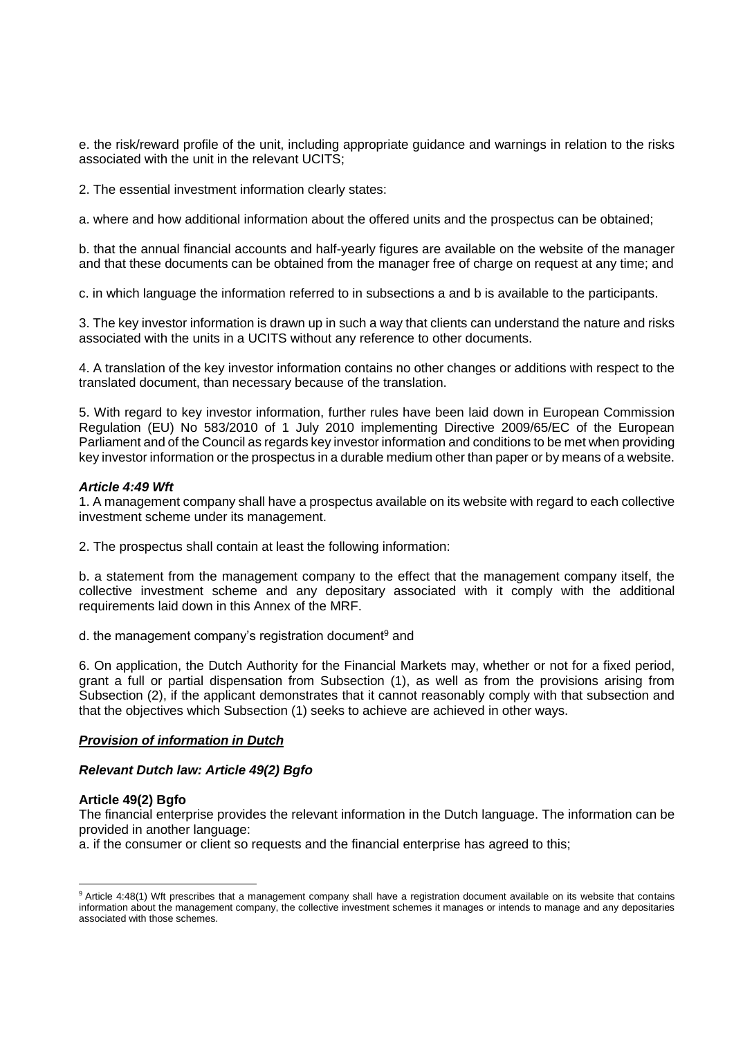e. the risk/reward profile of the unit, including appropriate guidance and warnings in relation to the risks associated with the unit in the relevant UCITS;

2. The essential investment information clearly states:

a. where and how additional information about the offered units and the prospectus can be obtained;

b. that the annual financial accounts and half-yearly figures are available on the website of the manager and that these documents can be obtained from the manager free of charge on request at any time; and

c. in which language the information referred to in subsections a and b is available to the participants.

3. The key investor information is drawn up in such a way that clients can understand the nature and risks associated with the units in a UCITS without any reference to other documents.

4. A translation of the key investor information contains no other changes or additions with respect to the translated document, than necessary because of the translation.

5. With regard to key investor information, further rules have been laid down in European Commission Regulation (EU) No 583/2010 of 1 July 2010 implementing Directive 2009/65/EC of the European Parliament and of the Council as regards key investor information and conditions to be met when providing key investor information or the prospectus in a durable medium other than paper or by means of a website.

***Article 4:49 Wft***
1. A management company shall have a prospectus available on its website with regard to each collective investment scheme under its management.

2. The prospectus shall contain at least the following information:

b. a statement from the management company to the effect that the management company itself, the collective investment scheme and any depositary associated with it comply with the additional requirements laid down in this Annex of the MRF.

d. the management company's registration document[9] and

6. On application, the Dutch Authority for the Financial Markets may, whether or not for a fixed period, grant a full or partial dispensation from Subsection (1), as well as from the provisions arising from Subsection (2), if the applicant demonstrates that it cannot reasonably comply with that subsection and that the objectives which Subsection (1) seeks to achieve are achieved in other ways.

***<u>Provision of information in Dutch</u>***

***Relevant Dutch law: Article 49(2) Bgfo***

**Article 49(2) Bgfo**
The financial enterprise provides the relevant information in the Dutch language. The information can be provided in another language:
a. if the consumer or client so requests and the financial enterprise has agreed to this;

[9] Article 4:48(1) Wft prescribes that a management company shall have a registration document available on its website that contains information about the management company, the collective investment schemes it manages or intends to manage and any depositaries associated with those schemes.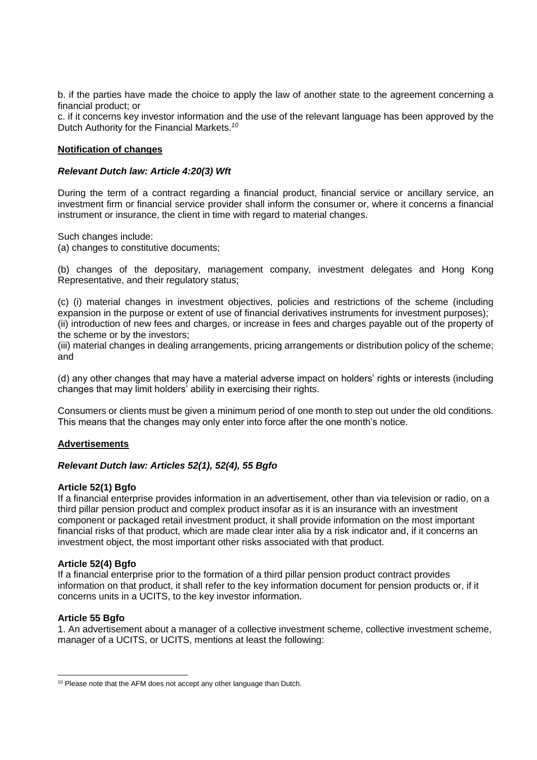b. if the parties have made the choice to apply the law of another state to the agreement concerning a financial product; or

c. if it concerns key investor information and the use of the relevant language has been approved by the Dutch Authority for the Financial Markets.[10]

**Notification of changes**

***Relevant Dutch law: Article 4:20(3) Wft***

During the term of a contract regarding a financial product, financial service or ancillary service, an investment firm or financial service provider shall inform the consumer or, where it concerns a financial instrument or insurance, the client in time with regard to material changes.

Such changes include:

(a) changes to constitutive documents;

(b) changes of the depositary, management company, investment delegates and Hong Kong Representative, and their regulatory status;

(c) (i) material changes in investment objectives, policies and restrictions of the scheme (including expansion in the purpose or extent of use of financial derivatives instruments for investment purposes);
(ii) introduction of new fees and charges, or increase in fees and charges payable out of the property of the scheme or by the investors;
(iii) material changes in dealing arrangements, pricing arrangements or distribution policy of the scheme; and

(d) any other changes that may have a material adverse impact on holders' rights or interests (including changes that may limit holders' ability in exercising their rights.

Consumers or clients must be given a minimum period of one month to step out under the old conditions. This means that the changes may only enter into force after the one month's notice.

**Advertisements**

***Relevant Dutch law: Articles 52(1), 52(4), 55 Bgfo***

**Article 52(1) Bgfo**

If a financial enterprise provides information in an advertisement, other than via television or radio, on a third pillar pension product and complex product insofar as it is an insurance with an investment component or packaged retail investment product, it shall provide information on the most important financial risks of that product, which are made clear inter alia by a risk indicator and, if it concerns an investment object, the most important other risks associated with that product.

**Article 52(4) Bgfo**

If a financial enterprise prior to the formation of a third pillar pension product contract provides information on that product, it shall refer to the key information document for pension products or, if it concerns units in a UCITS, to the key investor information.

**Article 55 Bgfo**

1. An advertisement about a manager of a collective investment scheme, collective investment scheme, manager of a UCITS, or UCITS, mentions at least the following:

---

[10] Please note that the AFM does not accept any other language than Dutch.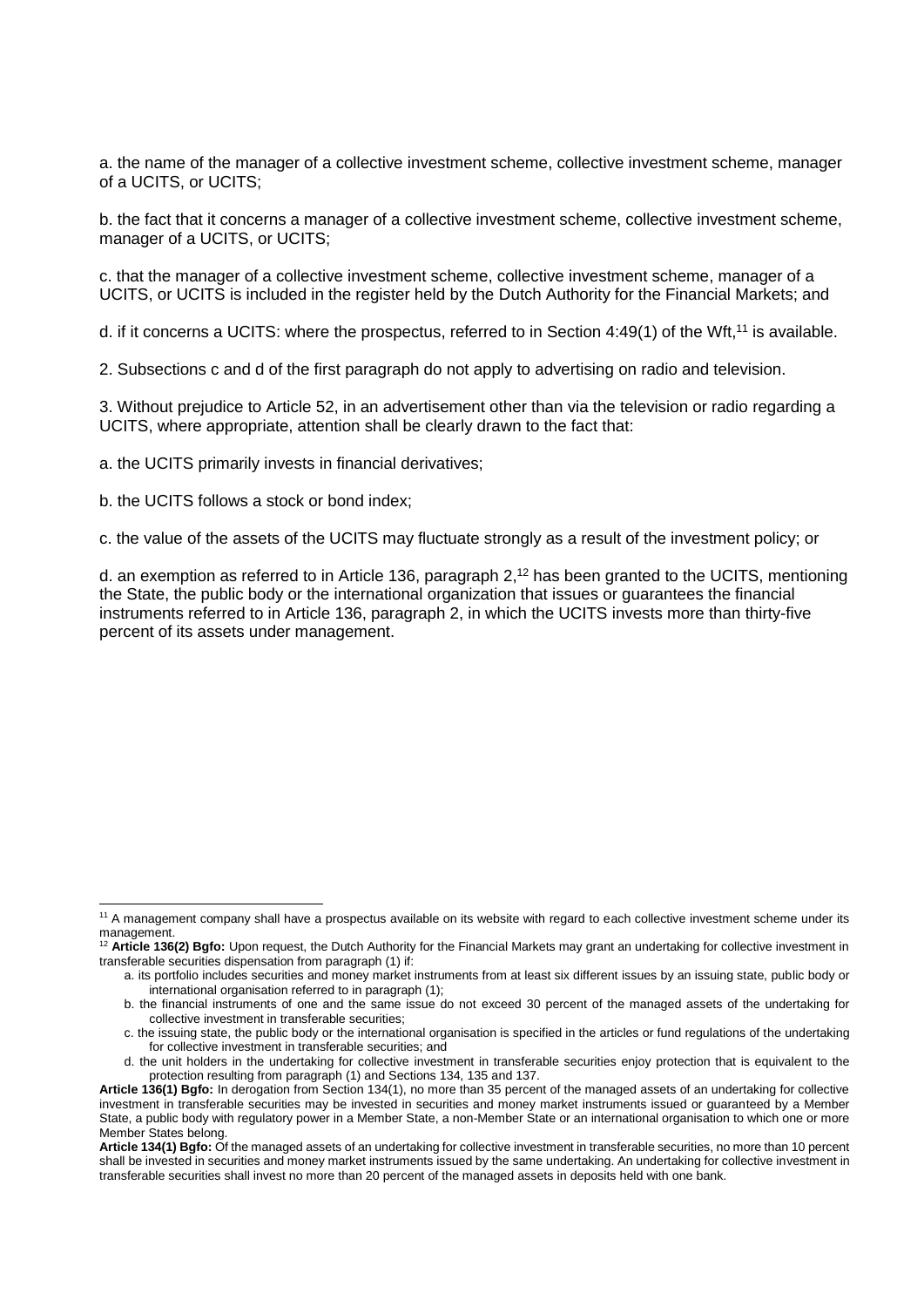a. the name of the manager of a collective investment scheme, collective investment scheme, manager of a UCITS, or UCITS;

b. the fact that it concerns a manager of a collective investment scheme, collective investment scheme, manager of a UCITS, or UCITS;

c. that the manager of a collective investment scheme, collective investment scheme, manager of a UCITS, or UCITS is included in the register held by the Dutch Authority for the Financial Markets; and

d. if it concerns a UCITS: where the prospectus, referred to in Section 4:49(1) of the Wft,[11] is available.

2. Subsections c and d of the first paragraph do not apply to advertising on radio and television.

3. Without prejudice to Article 52, in an advertisement other than via the television or radio regarding a UCITS, where appropriate, attention shall be clearly drawn to the fact that:

a. the UCITS primarily invests in financial derivatives;

b. the UCITS follows a stock or bond index;

c. the value of the assets of the UCITS may fluctuate strongly as a result of the investment policy; or

d. an exemption as referred to in Article 136, paragraph 2,[12] has been granted to the UCITS, mentioning the State, the public body or the international organization that issues or guarantees the financial instruments referred to in Article 136, paragraph 2, in which the UCITS invests more than thirty-five percent of its assets under management.

---

[11] A management company shall have a prospectus available on its website with regard to each collective investment scheme under its management.

[12] **Article 136(2) Bgfo:** Upon request, the Dutch Authority for the Financial Markets may grant an undertaking for collective investment in transferable securities dispensation from paragraph (1) if:

a. its portfolio includes securities and money market instruments from at least six different issues by an issuing state, public body or international organisation referred to in paragraph (1);

b. the financial instruments of one and the same issue do not exceed 30 percent of the managed assets of the undertaking for collective investment in transferable securities;

c. the issuing state, the public body or the international organisation is specified in the articles or fund regulations of the undertaking for collective investment in transferable securities; and

d. the unit holders in the undertaking for collective investment in transferable securities enjoy protection that is equivalent to the protection resulting from paragraph (1) and Sections 134, 135 and 137.

**Article 136(1) Bgfo:** In derogation from Section 134(1), no more than 35 percent of the managed assets of an undertaking for collective investment in transferable securities may be invested in securities and money market instruments issued or guaranteed by a Member State, a public body with regulatory power in a Member State, a non-Member State or an international organisation to which one or more Member States belong.

**Article 134(1) Bgfo:** Of the managed assets of an undertaking for collective investment in transferable securities, no more than 10 percent shall be invested in securities and money market instruments issued by the same undertaking. An undertaking for collective investment in transferable securities shall invest no more than 20 percent of the managed assets in deposits held with one bank.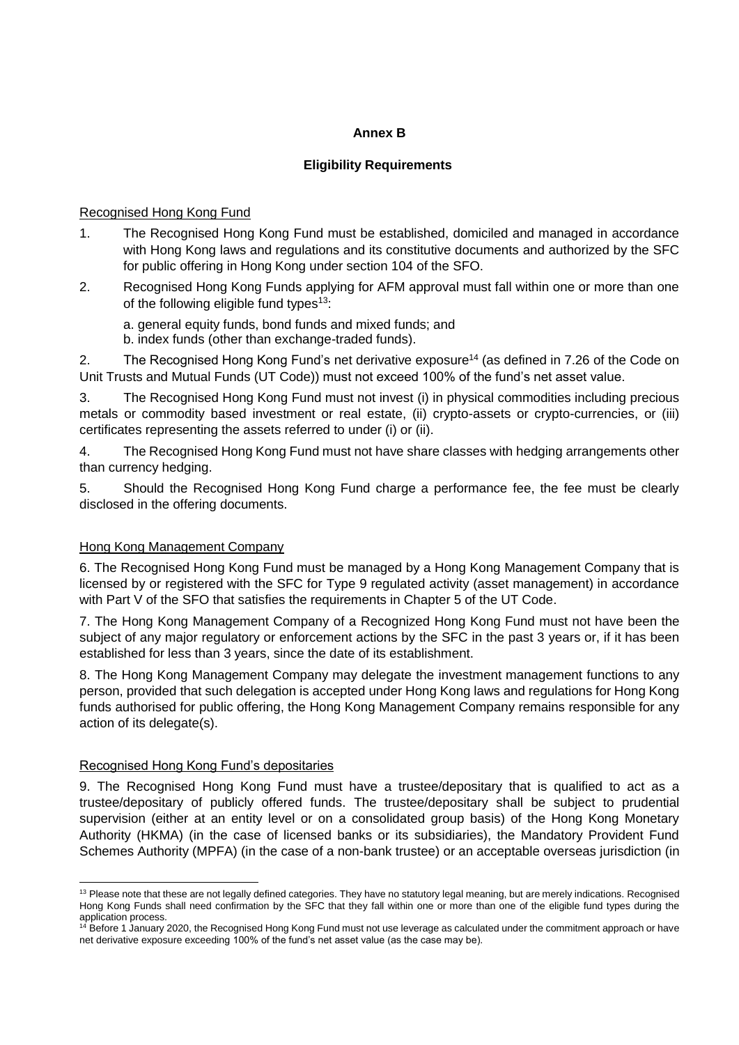**Annex B**

**Eligibility Requirements**

Recognised Hong Kong Fund

1. The Recognised Hong Kong Fund must be established, domiciled and managed in accordance with Hong Kong laws and regulations and its constitutive documents and authorized by the SFC for public offering in Hong Kong under section 104 of the SFO.

2. Recognised Hong Kong Funds applying for AFM approval must fall within one or more than one of the following eligible fund types[13]:

   a. general equity funds, bond funds and mixed funds; and
   b. index funds (other than exchange-traded funds).

2. The Recognised Hong Kong Fund's net derivative exposure[14] (as defined in 7.26 of the Code on Unit Trusts and Mutual Funds (UT Code)) must not exceed 100% of the fund's net asset value.

3. The Recognised Hong Kong Fund must not invest (i) in physical commodities including precious metals or commodity based investment or real estate, (ii) crypto-assets or crypto-currencies, or (iii) certificates representing the assets referred to under (i) or (ii).

4. The Recognised Hong Kong Fund must not have share classes with hedging arrangements other than currency hedging.

5. Should the Recognised Hong Kong Fund charge a performance fee, the fee must be clearly disclosed in the offering documents.

Hong Kong Management Company

6. The Recognised Hong Kong Fund must be managed by a Hong Kong Management Company that is licensed by or registered with the SFC for Type 9 regulated activity (asset management) in accordance with Part V of the SFO that satisfies the requirements in Chapter 5 of the UT Code.

7. The Hong Kong Management Company of a Recognized Hong Kong Fund must not have been the subject of any major regulatory or enforcement actions by the SFC in the past 3 years or, if it has been established for less than 3 years, since the date of its establishment.

8. The Hong Kong Management Company may delegate the investment management functions to any person, provided that such delegation is accepted under Hong Kong laws and regulations for Hong Kong funds authorised for public offering, the Hong Kong Management Company remains responsible for any action of its delegate(s).

Recognised Hong Kong Fund's depositaries

9. The Recognised Hong Kong Fund must have a trustee/depositary that is qualified to act as a trustee/depositary of publicly offered funds. The trustee/depositary shall be subject to prudential supervision (either at an entity level or on a consolidated group basis) of the Hong Kong Monetary Authority (HKMA) (in the case of licensed banks or its subsidiaries), the Mandatory Provident Fund Schemes Authority (MPFA) (in the case of a non-bank trustee) or an acceptable overseas jurisdiction (in

---

[13] Please note that these are not legally defined categories. They have no statutory legal meaning, but are merely indications. Recognised Hong Kong Funds shall need confirmation by the SFC that they fall within one or more than one of the eligible fund types during the application process.

[14] Before 1 January 2020, the Recognised Hong Kong Fund must not use leverage as calculated under the commitment approach or have net derivative exposure exceeding 100% of the fund's net asset value (as the case may be).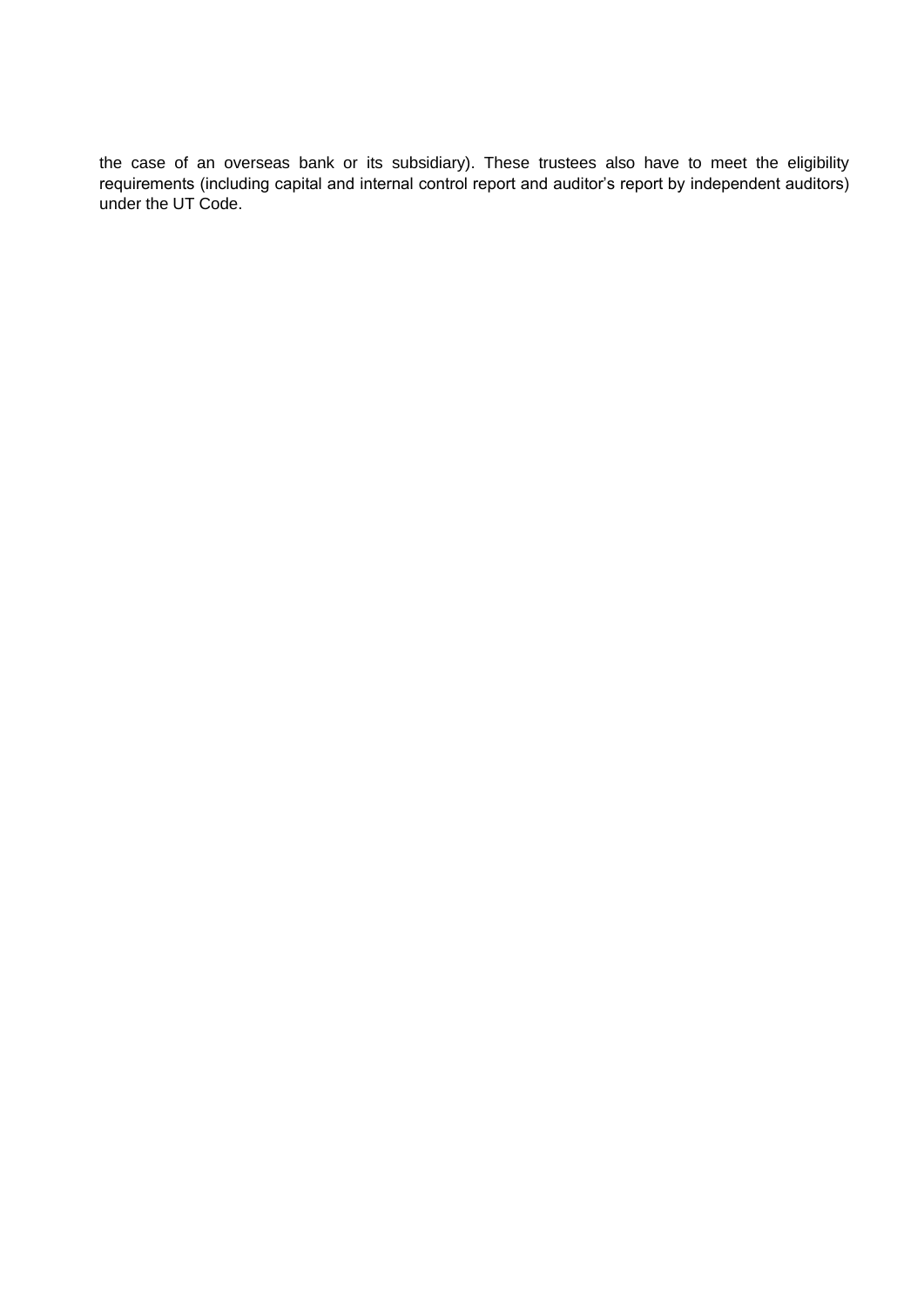the case of an overseas bank or its subsidiary). These trustees also have to meet the eligibility requirements (including capital and internal control report and auditor's report by independent auditors) under the UT Code.